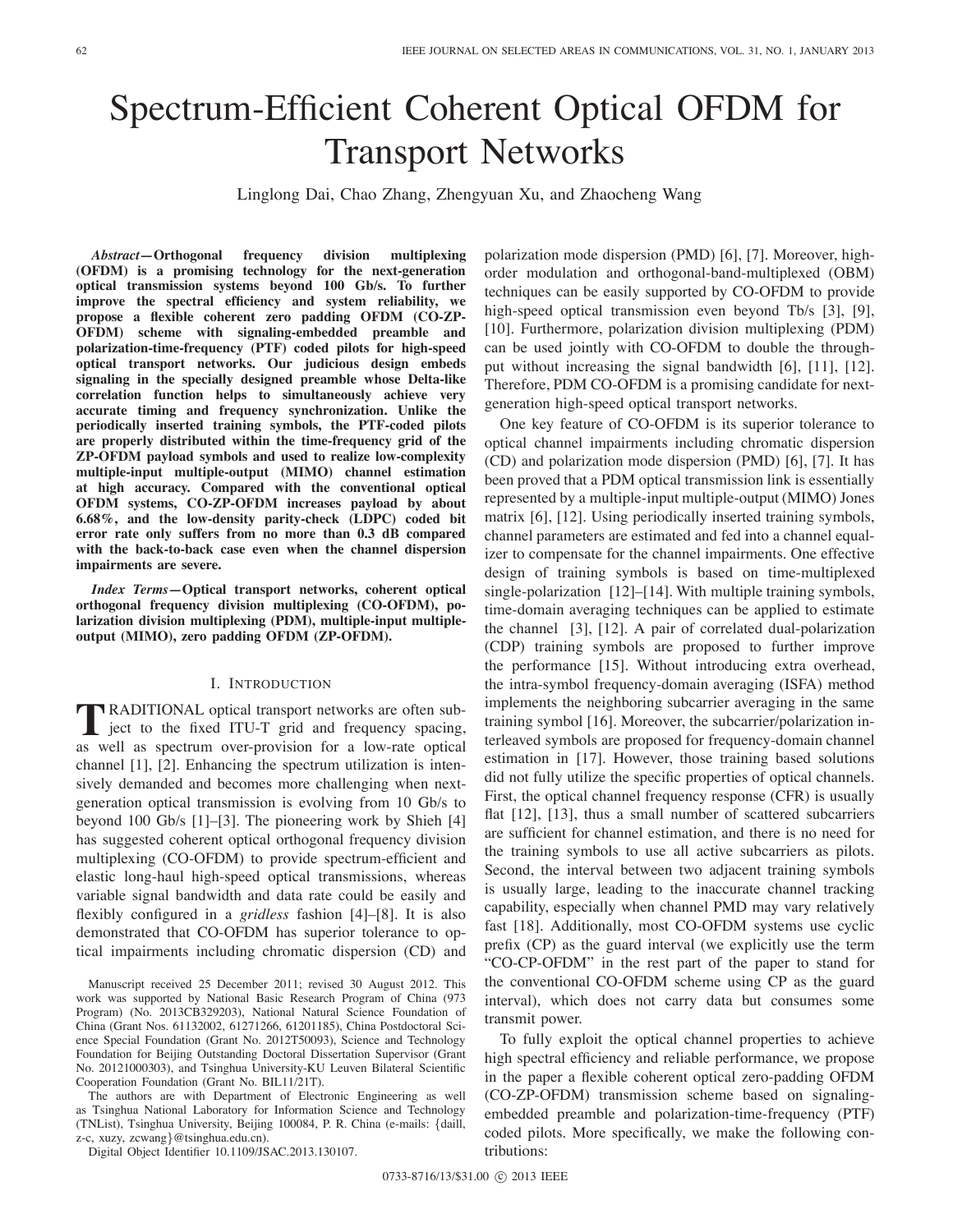# Spectrum-Efficient Coherent Optical OFDM for Transport Networks

Linglong Dai, Chao Zhang, Zhengyuan Xu, and Zhaocheng Wang

***Abstract*—Orthogonal frequency division multiplexing (OFDM) is a promising technology for the next-generation optical transmission systems beyond 100 Gb/s. To further improve the spectral efficiency and system reliability, we propose a flexible coherent zero padding OFDM (CO-ZP-OFDM) scheme with signaling-embedded preamble and polarization-time-frequency (PTF) coded pilots for high-speed optical transport networks. Our judicious design embeds signaling in the specially designed preamble whose Delta-like correlation function helps to simultaneously achieve very accurate timing and frequency synchronization. Unlike the periodically inserted training symbols, the PTF-coded pilots are properly distributed within the time-frequency grid of the ZP-OFDM payload symbols and used to realize low-complexity multiple-input multiple-output (MIMO) channel estimation at high accuracy. Compared with the conventional optical OFDM systems, CO-ZP-OFDM increases payload by about 6.68%, and the low-density parity-check (LDPC) coded bit error rate only suffers from no more than 0.3 dB compared with the back-to-back case even when the channel dispersion impairments are severe.**

***Index Terms*—Optical transport networks, coherent optical orthogonal frequency division multiplexing (CO-OFDM), polarization division multiplexing (PDM), multiple-input multiple-output (MIMO), zero padding OFDM (ZP-OFDM).**

## I. Introduction

TRADITIONAL optical transport networks are often subject to the fixed ITU-T grid and frequency spacing, as well as spectrum over-provision for a low-rate optical channel [1], [2]. Enhancing the spectrum utilization is intensively demanded and becomes more challenging when next-generation optical transmission is evolving from 10 Gb/s to beyond 100 Gb/s [1]–[3]. The pioneering work by Shieh [4] has suggested coherent optical orthogonal frequency division multiplexing (CO-OFDM) to provide spectrum-efficient and elastic long-haul high-speed optical transmissions, whereas variable signal bandwidth and data rate could be easily and flexibly configured in a *gridless* fashion [4]–[8]. It is also demonstrated that CO-OFDM has superior tolerance to optical impairments including chromatic dispersion (CD) and polarization mode dispersion (PMD) [6], [7]. Moreover, high-order modulation and orthogonal-band-multiplexed (OBM) techniques can be easily supported by CO-OFDM to provide high-speed optical transmission even beyond Tb/s [3], [9], [10]. Furthermore, polarization division multiplexing (PDM) can be used jointly with CO-OFDM to double the throughput without increasing the signal bandwidth [6], [11], [12]. Therefore, PDM CO-OFDM is a promising candidate for next-generation high-speed optical transport networks.

One key feature of CO-OFDM is its superior tolerance to optical channel impairments including chromatic dispersion (CD) and polarization mode dispersion (PMD) [6], [7]. It has been proved that a PDM optical transmission link is essentially represented by a multiple-input multiple-output (MIMO) Jones matrix [6], [12]. Using periodically inserted training symbols, channel parameters are estimated and fed into a channel equalizer to compensate for the channel impairments. One effective design of training symbols is based on time-multiplexed single-polarization [12]–[14]. With multiple training symbols, time-domain averaging techniques can be applied to estimate the channel [3], [12]. A pair of correlated dual-polarization (CDP) training symbols are proposed to further improve the performance [15]. Without introducing extra overhead, the intra-symbol frequency-domain averaging (ISFA) method implements the neighboring subcarrier averaging in the same training symbol [16]. Moreover, the subcarrier/polarization interleaved symbols are proposed for frequency-domain channel estimation in [17]. However, those training based solutions did not fully utilize the specific properties of optical channels. First, the optical channel frequency response (CFR) is usually flat [12], [13], thus a small number of scattered subcarriers are sufficient for channel estimation, and there is no need for the training symbols to use all active subcarriers as pilots. Second, the interval between two adjacent training symbols is usually large, leading to the inaccurate channel tracking capability, especially when channel PMD may vary relatively fast [18]. Additionally, most CO-OFDM systems use cyclic prefix (CP) as the guard interval (we explicitly use the term "CO-CP-OFDM" in the rest part of the paper to stand for the conventional CO-OFDM scheme using CP as the guard interval), which does not carry data but consumes some transmit power.

To fully exploit the optical channel properties to achieve high spectral efficiency and reliable performance, we propose in the paper a flexible coherent optical zero-padding OFDM (CO-ZP-OFDM) transmission scheme based on signaling-embedded preamble and polarization-time-frequency (PTF) coded pilots. More specifically, we make the following contributions:

Manuscript received 25 December 2011; revised 30 August 2012. This work was supported by National Basic Research Program of China (973 Program) (No. 2013CB329203), National Natural Science Foundation of China (Grant Nos. 61132002, 61271266, 61201185), China Postdoctoral Science Special Foundation (Grant No. 2012T50093), Science and Technology Foundation for Beijing Outstanding Doctoral Dissertation Supervisor (Grant No. 20121000303), and Tsinghua University-KU Leuven Bilateral Scientific Cooperation Foundation (Grant No. BIL11/21T).

The authors are with Department of Electronic Engineering as well as Tsinghua National Laboratory for Information Science and Technology (TNList), Tsinghua University, Beijing 100084, P. R. China (e-mails: {daill, z-c, xuzy, zcwang}@tsinghua.edu.cn).

Digital Object Identifier 10.1109/JSAC.2013.130107.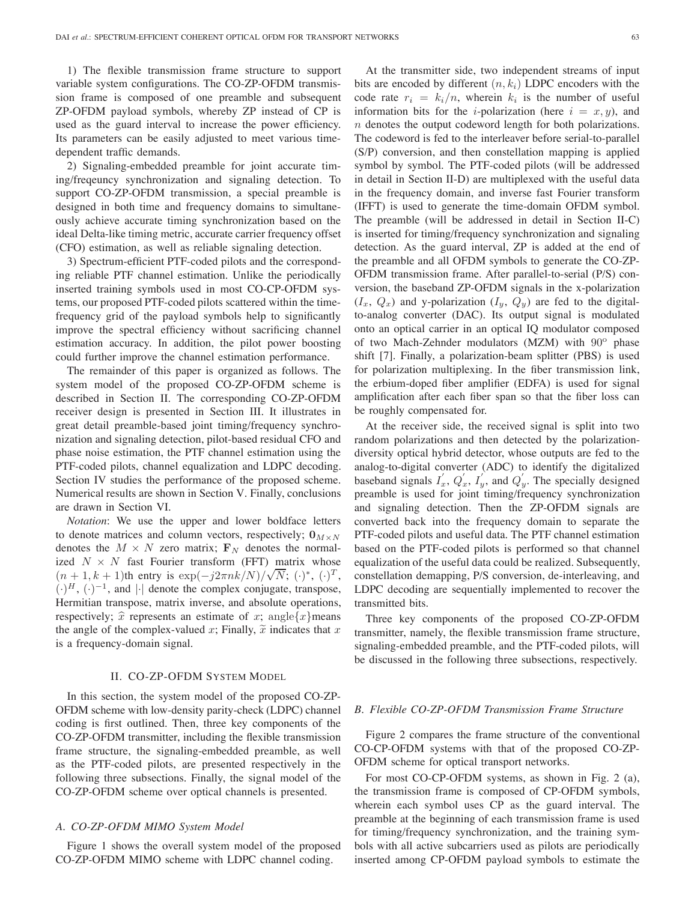1) The flexible transmission frame structure to support variable system configurations. The CO-ZP-OFDM transmission frame is composed of one preamble and subsequent ZP-OFDM payload symbols, whereby ZP instead of CP is used as the guard interval to increase the power efficiency. Its parameters can be easily adjusted to meet various time-dependent traffic demands.

2) Signaling-embedded preamble for joint accurate timing/freqeuncy synchronization and signaling detection. To support CO-ZP-OFDM transmission, a special preamble is designed in both time and frequency domains to simultaneously achieve accurate timing synchronization based on the ideal Delta-like timing metric, accurate carrier frequency offset (CFO) estimation, as well as reliable signaling detection.

3) Spectrum-efficient PTF-coded pilots and the corresponding reliable PTF channel estimation. Unlike the periodically inserted training symbols used in most CO-CP-OFDM systems, our proposed PTF-coded pilots scattered within the time-frequency grid of the payload symbols help to significantly improve the spectral efficiency without sacrificing channel estimation accuracy. In addition, the pilot power boosting could further improve the channel estimation performance.

The remainder of this paper is organized as follows. The system model of the proposed CO-ZP-OFDM scheme is described in Section II. The corresponding CO-ZP-OFDM receiver design is presented in Section III. It illustrates in great detail preamble-based joint timing/frequency synchronization and signaling detection, pilot-based residual CFO and phase noise estimation, the PTF channel estimation using the PTF-coded pilots, channel equalization and LDPC decoding. Section IV studies the performance of the proposed scheme. Numerical results are shown in Section V. Finally, conclusions are drawn in Section VI.

*Notation*: We use the upper and lower boldface letters to denote matrices and column vectors, respectively; $\mathbf{0}_{M\times N}$ denotes the $M\times N$ zero matrix; $\mathbf{F}_N$ denotes the normalized $N\times N$ fast Fourier transform (FFT) matrix whose $(n+1,k+1)$th entry is $\exp(-j2\pi nk/N)/\sqrt{N}$; $(\cdot)^*$, $(\cdot)^T$, $(\cdot)^H$, $(\cdot)^{-1}$, and $|\cdot|$ denote the complex conjugate, transpose, Hermitian transpose, matrix inverse, and absolute operations, respectively; $\widehat{x}$ represents an estimate of $x$; $\text{angle}\{x\}$means the angle of the complex-valued $x$; Finally, $\widetilde{x}$ indicates that $x$ is a frequency-domain signal.

## II. CO-ZP-OFDM System Model

In this section, the system model of the proposed CO-ZP-OFDM scheme with low-density parity-check (LDPC) channel coding is first outlined. Then, three key components of the CO-ZP-OFDM transmitter, including the flexible transmission frame structure, the signaling-embedded preamble, as well as the PTF-coded pilots, are presented respectively in the following three subsections. Finally, the signal model of the CO-ZP-OFDM scheme over optical channels is presented.

### *A. CO-ZP-OFDM MIMO System Model*

Figure 1 shows the overall system model of the proposed CO-ZP-OFDM MIMO scheme with LDPC channel coding.

At the transmitter side, two independent streams of input bits are encoded by different $(n,k_i)$ LDPC encoders with the code rate $r_i = k_i/n$, wherein $k_i$ is the number of useful information bits for the $i$-polarization (here $i = x, y$), and $n$ denotes the output codeword length for both polarizations. The codeword is fed to the interleaver before serial-to-parallel (S/P) conversion, and then constellation mapping is applied symbol by symbol. The PTF-coded pilots (will be addressed in detail in Section II-D) are multiplexed with the useful data in the frequency domain, and inverse fast Fourier transform (IFFT) is used to generate the time-domain OFDM symbol. The preamble (will be addressed in detail in Section II-C) is inserted for timing/frequency synchronization and signaling detection. As the guard interval, ZP is added at the end of the preamble and all OFDM symbols to generate the CO-ZP-OFDM transmission frame. After parallel-to-serial (P/S) conversion, the baseband ZP-OFDM signals in the x-polarization ($I_x$, $Q_x$) and y-polarization ($I_y$, $Q_y$) are fed to the digital-to-analog converter (DAC). Its output signal is modulated onto an optical carrier in an optical IQ modulator composed of two Mach-Zehnder modulators (MZM) with $90^{\circ}$ phase shift [7]. Finally, a polarization-beam splitter (PBS) is used for polarization multiplexing. In the fiber transmission link, the erbium-doped fiber amplifier (EDFA) is used for signal amplification after each fiber span so that the fiber loss can be roughly compensated for.

At the receiver side, the received signal is split into two random polarizations and then detected by the polarization-diversity optical hybrid detector, whose outputs are fed to the analog-to-digital converter (ADC) to identify the digitalized baseband signals $I_x^{'}$, $Q_x^{'}$, $I_y^{'}$, and $Q_y^{'}$. The specially designed preamble is used for joint timing/frequency synchronization and signaling detection. Then the ZP-OFDM signals are converted back into the frequency domain to separate the PTF-coded pilots and useful data. The PTF channel estimation based on the PTF-coded pilots is performed so that channel equalization of the useful data could be realized. Subsequently, constellation demapping, P/S conversion, de-interleaving, and LDPC decoding are sequentially implemented to recover the transmitted bits.

Three key components of the proposed CO-ZP-OFDM transmitter, namely, the flexible transmission frame structure, signaling-embedded preamble, and the PTF-coded pilots, will be discussed in the following three subsections, respectively.

### *B. Flexible CO-ZP-OFDM Transmission Frame Structure*

Figure 2 compares the frame structure of the conventional CO-CP-OFDM systems with that of the proposed CO-ZP-OFDM scheme for optical transport networks.

For most CO-CP-OFDM systems, as shown in Fig. 2 (a), the transmission frame is composed of CP-OFDM symbols, wherein each symbol uses CP as the guard interval. The preamble at the beginning of each transmission frame is used for timing/frequency synchronization, and the training symbols with all active subcarriers used as pilots are periodically inserted among CP-OFDM payload symbols to estimate the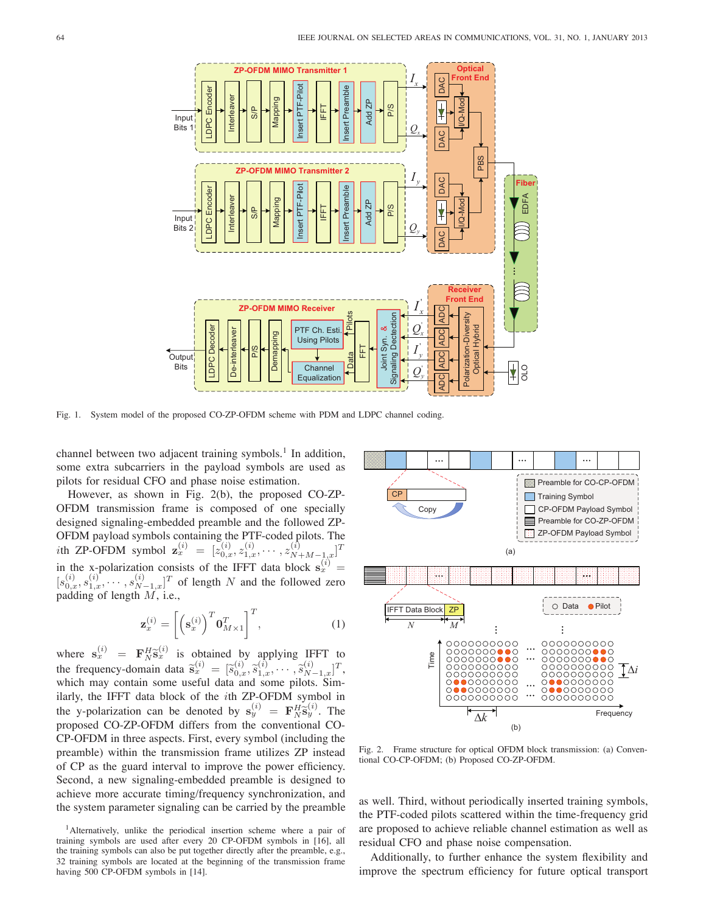Fig. 1. System model of the proposed CO-ZP-OFDM scheme with PDM and LDPC channel coding.

channel between two adjacent training symbols.[1] In addition, some extra subcarriers in the payload symbols are used as pilots for residual CFO and phase noise estimation.

However, as shown in Fig. 2(b), the proposed CO-ZP-OFDM transmission frame is composed of one specially designed signaling-embedded preamble and the followed ZP-OFDM payload symbols containing the PTF-coded pilots. The $i$th ZP-OFDM symbol $\mathbf{z}_x^{(i)} = [z_{0,x}^{(i)}, z_{1,x}^{(i)}, \cdots, z_{N+M-1,x}^{(i)}]^T$ in the x-polarization consists of the IFFT data block $\mathbf{s}_x^{(i)} = [s_{0,x}^{(i)}, s_{1,x}^{(i)}, \cdots, s_{N-1,x}^{(i)}]^T$ of length $N$ and the followed zero padding of length $M$, i.e.,

$$\mathbf{z}_x^{(i)} = \left[\left(\mathbf{s}_x^{(i)}\right)^T \mathbf{0}_{M\times 1}^T\right]^T, \tag{1}$$

where $\mathbf{s}_x^{(i)} = \mathbf{F}_N^H \tilde{\mathbf{s}}_x^{(i)}$ is obtained by applying IFFT to the frequency-domain data $\tilde{\mathbf{s}}_x^{(i)} = [\tilde{s}_{0,x}^{(i)}, \tilde{s}_{1,x}^{(i)}, \cdots, \tilde{s}_{N-1,x}^{(i)}]^T$, which may contain some useful data and some pilots. Similarly, the IFFT data block of the $i$th ZP-OFDM symbol in the y-polarization can be denoted by $\mathbf{s}_y^{(i)} = \mathbf{F}_N^H \tilde{\mathbf{s}}_y^{(i)}$. The proposed CO-ZP-OFDM differs from the conventional CO-CP-OFDM in three aspects. First, every symbol (including the preamble) within the transmission frame utilizes ZP instead of CP as the guard interval to improve the power efficiency. Second, a new signaling-embedded preamble is designed to achieve more accurate timing/frequency synchronization, and the system parameter signaling can be carried by the preamble as well. Third, without periodically inserted training symbols, the PTF-coded pilots scattered within the time-frequency grid are proposed to achieve reliable channel estimation as well as residual CFO and phase noise compensation.

Fig. 2. Frame structure for optical OFDM block transmission: (a) Conventional CO-CP-OFDM; (b) Proposed CO-ZP-OFDM.

Additionally, to further enhance the system flexibility and improve the spectrum efficiency for future optical transport

[1] Alternatively, unlike the periodical insertion scheme where a pair of training symbols are used after every 20 CO-CP-OFDM symbols in [16], all the training symbols can also be put together directly after the preamble, e.g., 32 training symbols are located at the beginning of the transmission frame having 500 CP-OFDM symbols in [14].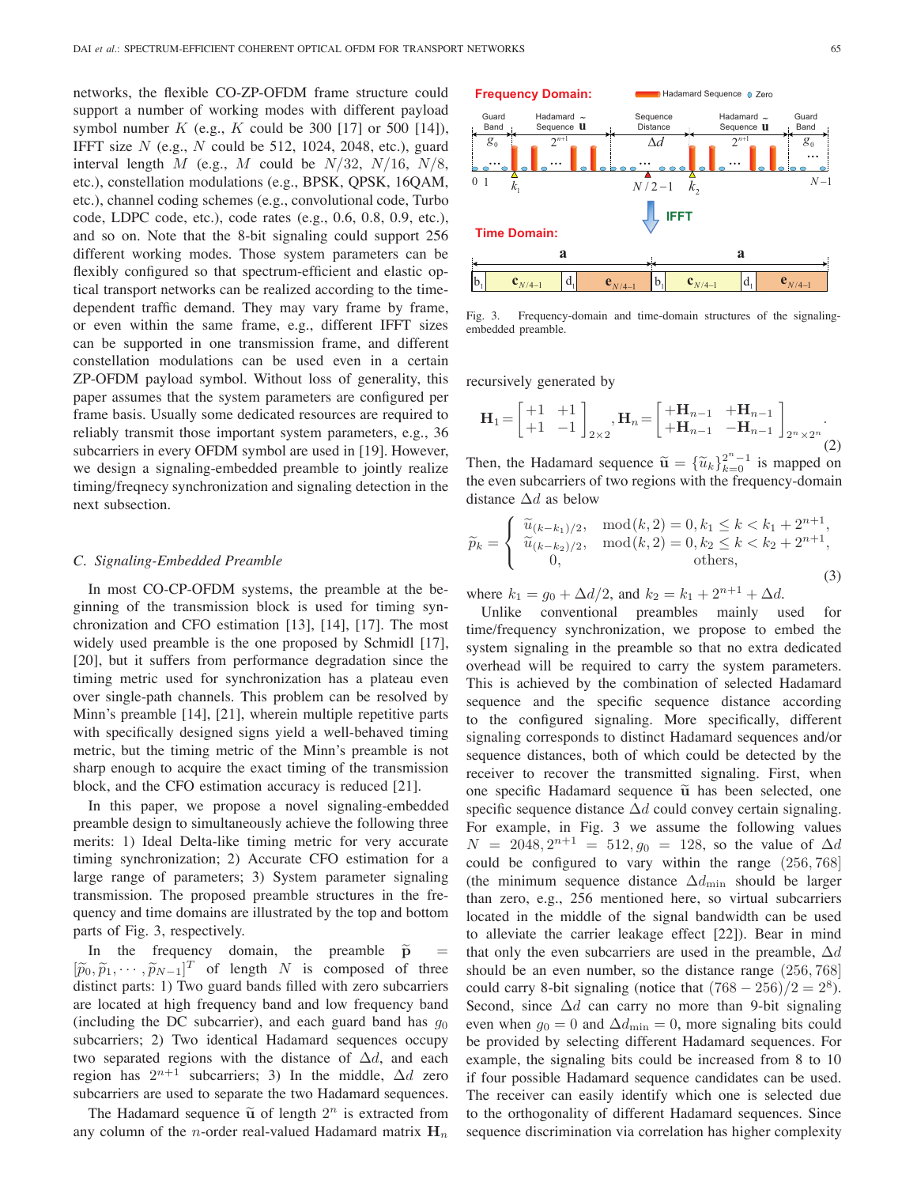networks, the flexible CO-ZP-OFDM frame structure could support a number of working modes with different payload symbol number $K$ (e.g., $K$ could be 300 [17] or 500 [14]), IFFT size $N$ (e.g., $N$ could be 512, 1024, 2048, etc.), guard interval length $M$ (e.g., $M$ could be $N/32$, $N/16$, $N/8$, etc.), constellation modulations (e.g., BPSK, QPSK, 16QAM, etc.), channel coding schemes (e.g., convolutional code, Turbo code, LDPC code, etc.), code rates (e.g., 0.6, 0.8, 0.9, etc.), and so on. Note that the 8-bit signaling could support 256 different working modes. Those system parameters can be flexibly configured so that spectrum-efficient and elastic optical transport networks can be realized according to the time-dependent traffic demand. They may vary frame by frame, or even within the same frame, e.g., different IFFT sizes can be supported in one transmission frame, and different constellation modulations can be used even in a certain ZP-OFDM payload symbol. Without loss of generality, this paper assumes that the system parameters are configured per frame basis. Usually some dedicated resources are required to reliably transmit those important system parameters, e.g., 36 subcarriers in every OFDM symbol are used in [19]. However, we design a signaling-embedded preamble to jointly realize timing/freqnecy synchronization and signaling detection in the next subsection.

### C. Signaling-Embedded Preamble

In most CO-CP-OFDM systems, the preamble at the beginning of the transmission block is used for timing synchronization and CFO estimation [13], [14], [17]. The most widely used preamble is the one proposed by Schmidl [17], [20], but it suffers from performance degradation since the timing metric used for synchronization has a plateau even over single-path channels. This problem can be resolved by Minn's preamble [14], [21], wherein multiple repetitive parts with specifically designed signs yield a well-behaved timing metric, but the timing metric of the Minn's preamble is not sharp enough to acquire the exact timing of the transmission block, and the CFO estimation accuracy is reduced [21].

In this paper, we propose a novel signaling-embedded preamble design to simultaneously achieve the following three merits: 1) Ideal Delta-like timing metric for very accurate timing synchronization; 2) Accurate CFO estimation for a large range of parameters; 3) System parameter signaling transmission. The proposed preamble structures in the frequency and time domains are illustrated by the top and bottom parts of Fig. 3, respectively.

In the frequency domain, the preamble $\widetilde{\mathbf{p}} = [\widetilde{p}_0, \widetilde{p}_1, \cdots, \widetilde{p}_{N-1}]^T$ of length $N$ is composed of three distinct parts: 1) Two guard bands filled with zero subcarriers are located at high frequency band and low frequency band (including the DC subcarrier), and each guard band has $g_0$ subcarriers; 2) Two identical Hadamard sequences occupy two separated regions with the distance of $\Delta d$, and each region has $2^{n+1}$ subcarriers; 3) In the middle, $\Delta d$ zero subcarriers are used to separate the two Hadamard sequences.

The Hadamard sequence $\widetilde{\mathbf{u}}$ of length $2^n$ is extracted from any column of the $n$-order real-valued Hadamard matrix $\mathbf{H}_n$

Fig. 3. Frequency-domain and time-domain structures of the signaling-embedded preamble.

recursively generated by

$$\mathbf{H}_1 = \begin{bmatrix} +1 & +1 \\ +1 & -1 \end{bmatrix}_{2\times 2}, \mathbf{H}_n = \begin{bmatrix} +\mathbf{H}_{n-1} & +\mathbf{H}_{n-1} \\ +\mathbf{H}_{n-1} & -\mathbf{H}_{n-1} \end{bmatrix}_{2^n \times 2^n}. \tag{2}$$

Then, the Hadamard sequence $\widetilde{\mathbf{u}} = \{\widetilde{u}_k\}_{k=0}^{2^n-1}$ is mapped on the even subcarriers of two regions with the frequency-domain distance $\Delta d$ as below

$$\widetilde{p}_k = \begin{cases} \widetilde{u}_{(k-k_1)/2}, & \mathrm{mod}(k,2) = 0, k_1 \le k < k_1 + 2^{n+1}, \\ \widetilde{u}_{(k-k_2)/2}, & \mathrm{mod}(k,2) = 0, k_2 \le k < k_2 + 2^{n+1}, \\ 0, & \text{others}, \end{cases} \tag{3}$$

where $k_1 = g_0 + \Delta d/2$, and $k_2 = k_1 + 2^{n+1} + \Delta d$.

Unlike conventional preambles mainly used for time/frequency synchronization, we propose to embed the system signaling in the preamble so that no extra dedicated overhead will be required to carry the system parameters. This is achieved by the combination of selected Hadamard sequence and the specific sequence distance according to the configured signaling. More specifically, different signaling corresponds to distinct Hadamard sequences and/or sequence distances, both of which could be detected by the receiver to recover the transmitted signaling. First, when one specific Hadamard sequence $\widetilde{\mathbf{u}}$ has been selected, one specific sequence distance $\Delta d$ could convey certain signaling. For example, in Fig. 3 we assume the following values $N = 2048, 2^{n+1} = 512, g_0 = 128$, so the value of $\Delta d$ could be configured to vary within the range $(256, 768]$ (the minimum sequence distance $\Delta d_{\min}$ should be larger than zero, e.g., 256 mentioned here, so virtual subcarriers located in the middle of the signal bandwidth can be used to alleviate the carrier leakage effect [22]). Bear in mind that only the even subcarriers are used in the preamble, $\Delta d$ should be an even number, so the distance range $(256, 768]$ could carry 8-bit signaling (notice that $(768 - 256)/2 = 2^8$). Second, since $\Delta d$ can carry no more than 9-bit signaling even when $g_0 = 0$ and $\Delta d_{\min} = 0$, more signaling bits could be provided by selecting different Hadamard sequences. For example, the signaling bits could be increased from 8 to 10 if four possible Hadamard sequence candidates can be used. The receiver can easily identify which one is selected due to the orthogonality of different Hadamard sequences. Since sequence discrimination via correlation has higher complexity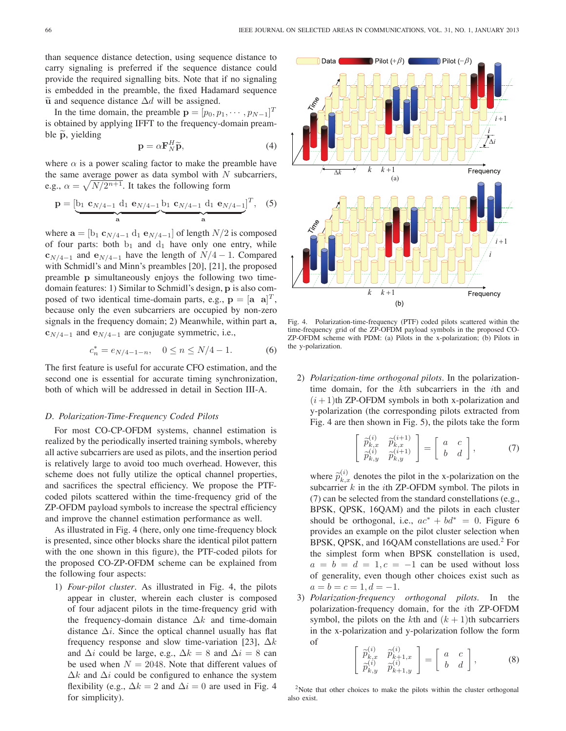than sequence distance detection, using sequence distance to carry signaling is preferred if the sequence distance could provide the required signalling bits. Note that if no signaling is embedded in the preamble, the fixed Hadamard sequence $\widetilde{\mathbf{u}}$ and sequence distance $\Delta d$ will be assigned.

In the time domain, the preamble $\mathbf{p} = [p_0, p_1, \cdots, p_{N-1}]^T$ is obtained by applying IFFT to the frequency-domain preamble $\widetilde{\mathbf{p}}$, yielding

$$\mathbf{p} = \alpha \mathbf{F}_N^H \widetilde{\mathbf{p}}, \tag{4}$$

where $\alpha$ is a power scaling factor to make the preamble have the same average power as data symbol with $N$ subcarriers, e.g., $\alpha = \sqrt{N/2^{n+1}}$. It takes the following form

$$\mathbf{p} = [\underbrace{\mathrm{b}_1 \ \mathbf{c}_{N/4-1} \ \mathrm{d}_1 \ \mathbf{e}_{N/4-1}}_{\mathbf{a}} \underbrace{\mathrm{b}_1 \ \mathbf{c}_{N/4-1} \ \mathrm{d}_1 \ \mathbf{e}_{N/4-1}}_{\mathbf{a}}]^T, \tag{5}$$

where $\mathbf{a} = [\mathrm{b}_1 \ \mathbf{c}_{N/4-1} \ \mathrm{d}_1 \ \mathbf{e}_{N/4-1}]$ of length $N/2$ is composed of four parts: both $\mathrm{b}_1$ and $\mathrm{d}_1$ have only one entry, while $\mathbf{c}_{N/4-1}$ and $\mathbf{e}_{N/4-1}$ have the length of $N/4-1$. Compared with Schmidl's and Minn's preambles [20], [21], the proposed preamble $\mathbf{p}$ simultaneously enjoys the following two time-domain features: 1) Similar to Schmidl's design, $\mathbf{p}$ is also composed of two identical time-domain parts, e.g., $\mathbf{p} = [\mathbf{a} \ \ \mathbf{a}]^T$, because only the even subcarriers are occupied by non-zero signals in the frequency domain; 2) Meanwhile, within part $\mathbf{a}$, $\mathbf{c}_{N/4-1}$ and $\mathbf{e}_{N/4-1}$ are conjugate symmetric, i.e.,

$$c_n^* = e_{N/4-1-n}, \quad 0 \le n \le N/4-1. \tag{6}$$

The first feature is useful for accurate CFO estimation, and the second one is essential for accurate timing synchronization, both of which will be addressed in detail in Section III-A.

### D. Polarization-Time-Frequency Coded Pilots

For most CO-CP-OFDM systems, channel estimation is realized by the periodically inserted training symbols, whereby all active subcarriers are used as pilots, and the insertion period is relatively large to avoid too much overhead. However, this scheme does not fully utilize the optical channel properties, and sacrifices the spectral efficiency. We propose the PTF-coded pilots scattered within the time-frequency grid of the ZP-OFDM payload symbols to increase the spectral efficiency and improve the channel estimation performance as well.

As illustrated in Fig. 4 (here, only one time-frequency block is presented, since other blocks share the identical pilot pattern with the one shown in this figure), the PTF-coded pilots for the proposed CO-ZP-OFDM scheme can be explained from the following four aspects:

1) *Four-pilot cluster*. As illustrated in Fig. 4, the pilots appear in cluster, wherein each cluster is composed of four adjacent pilots in the time-frequency grid with the frequency-domain distance $\Delta k$ and time-domain distance $\Delta i$. Since the optical channel usually has flat frequency response and slow time-variation [23], $\Delta k$ and $\Delta i$ could be large, e.g., $\Delta k = 8$ and $\Delta i = 8$ can be used when $N = 2048$. Note that different values of $\Delta k$ and $\Delta i$ could be configured to enhance the system flexibility (e.g., $\Delta k = 2$ and $\Delta i = 0$ are used in Fig. 4 for simplicity).

Fig. 4. Polarization-time-frequency (PTF) coded pilots scattered within the time-frequency grid of the ZP-OFDM payload symbols in the proposed CO-ZP-OFDM scheme with PDM: (a) Pilots in the x-polarization; (b) Pilots in the y-polarization.

2) *Polarization-time orthogonal pilots*. In the polarization-time domain, for the $k$th subcarriers in the $i$th and $(i+1)$th ZP-OFDM symbols in both x-polarization and y-polarization (the corresponding pilots extracted from Fig. 4 are then shown in Fig. 5), the pilots take the form

$$\begin{bmatrix} \widetilde{p}_{k,x}^{(i)} & \widetilde{p}_{k,x}^{(i+1)} \\ \widetilde{p}_{k,y}^{(i)} & \widetilde{p}_{k,y}^{(i+1)} \end{bmatrix} = \begin{bmatrix} a & c \\ b & d \end{bmatrix}, \tag{7}$$

where $\widetilde{p}_{k,x}^{(i)}$ denotes the pilot in the x-polarization on the subcarrier $k$ in the $i$th ZP-OFDM symbol. The pilots in (7) can be selected from the standard constellations (e.g., BPSK, QPSK, 16QAM) and the pilots in each cluster should be orthogonal, i.e., $ac^* + bd^* = 0$. Figure 6 provides an example on the pilot cluster selection when BPSK, QPSK, and 16QAM constellations are used.[2] For the simplest form when BPSK constellation is used, $a = b = d = 1, c = -1$ can be used without loss of generality, even though other choices exist such as $a = b = c = 1, d = -1$.

3) *Polarization-frequency orthogonal pilots*. In the polarization-frequency domain, for the $i$th ZP-OFDM symbol, the pilots on the $k$th and $(k+1)$th subcarriers in the x-polarization and y-polarization follow the form of

$$\begin{bmatrix} \widetilde{p}_{k,x}^{(i)} & \widetilde{p}_{k+1,x}^{(i)} \\ \widetilde{p}_{k,y}^{(i)} & \widetilde{p}_{k+1,y}^{(i)} \end{bmatrix} = \begin{bmatrix} a & c \\ b & d \end{bmatrix}, \tag{8}$$

[2] Note that other choices to make the pilots within the cluster orthogonal also exist.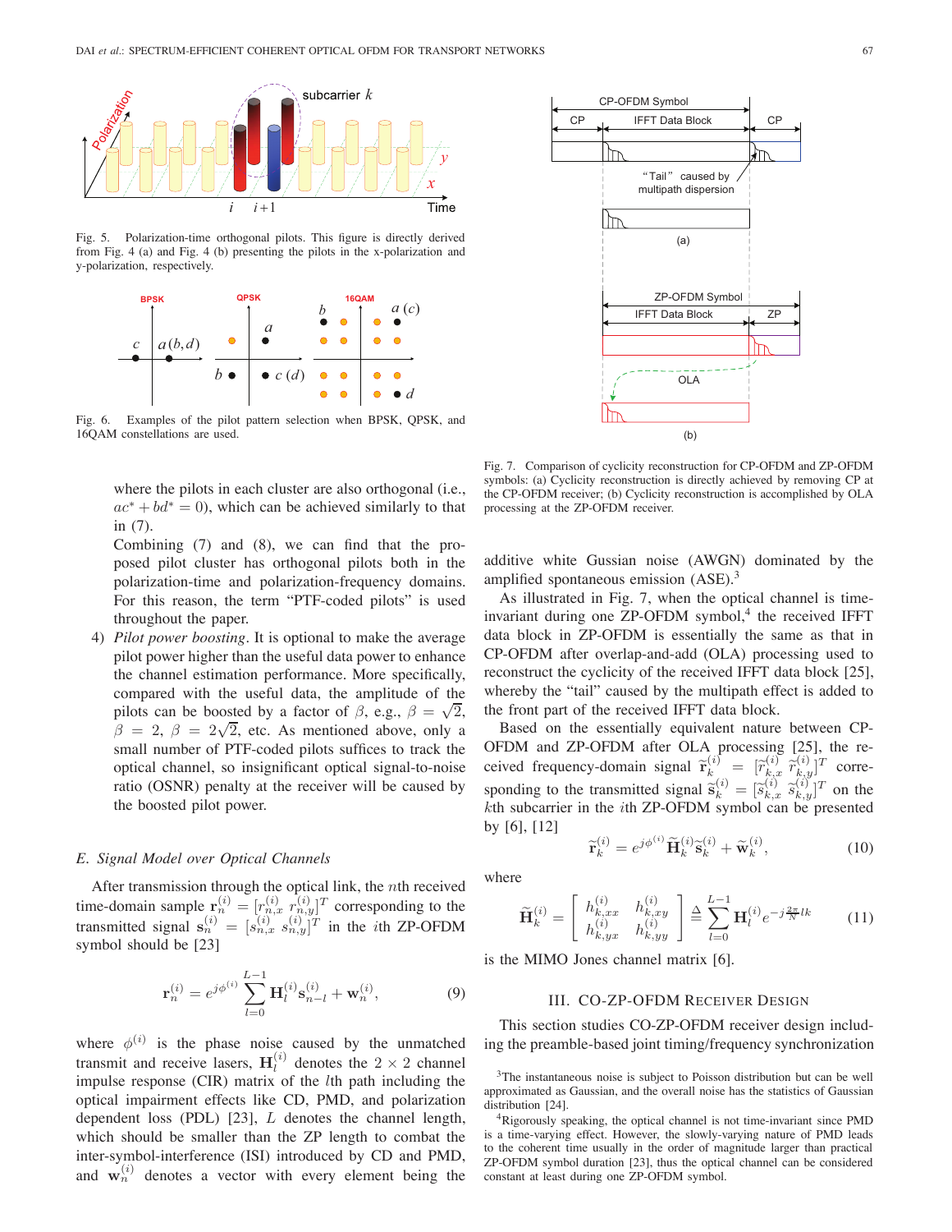Fig. 5. Polarization-time orthogonal pilots. This figure is directly derived from Fig. 4 (a) and Fig. 4 (b) presenting the pilots in the x-polarization and y-polarization, respectively.

Fig. 6. Examples of the pilot pattern selection when BPSK, QPSK, and 16QAM constellations are used.

where the pilots in each cluster are also orthogonal (i.e., $ac^* + bd^* = 0$), which can be achieved similarly to that in (7).

Combining (7) and (8), we can find that the proposed pilot cluster has orthogonal pilots both in the polarization-time and polarization-frequency domains. For this reason, the term "PTF-coded pilots" is used throughout the paper.

4) *Pilot power boosting*. It is optional to make the average pilot power higher than the useful data power to enhance the channel estimation performance. More specifically, compared with the useful data, the amplitude of the pilots can be boosted by a factor of $\beta$, e.g., $\beta = \sqrt{2}$, $\beta = 2$, $\beta = 2\sqrt{2}$, etc. As mentioned above, only a small number of PTF-coded pilots suffices to track the optical channel, so insignificant optical signal-to-noise ratio (OSNR) penalty at the receiver will be caused by the boosted pilot power.

### E. Signal Model over Optical Channels

After transmission through the optical link, the $n$th received time-domain sample $\mathbf{r}_n^{(i)} = [r_{n,x}^{(i)}\ r_{n,y}^{(i)}]^T$ corresponding to the transmitted signal $\mathbf{s}_n^{(i)} = [s_{n,x}^{(i)}\ s_{n,y}^{(i)}]^T$ in the $i$th ZP-OFDM symbol should be [23]

$$\mathbf{r}_n^{(i)} = e^{j\phi^{(i)}} \sum_{l=0}^{L-1} \mathbf{H}_l^{(i)} \mathbf{s}_{n-l}^{(i)} + \mathbf{w}_n^{(i)}, \tag{9}$$

where $\phi^{(i)}$ is the phase noise caused by the unmatched transmit and receive lasers, $\mathbf{H}_l^{(i)}$ denotes the $2 \times 2$ channel impulse response (CIR) matrix of the $l$th path including the optical impairment effects like CD, PMD, and polarization dependent loss (PDL) [23], $L$ denotes the channel length, which should be smaller than the ZP length to combat the inter-symbol-interference (ISI) introduced by CD and PMD, and $\mathbf{w}_n^{(i)}$ denotes a vector with every element being the additive white Gussian noise (AWGN) dominated by the amplified spontaneous emission (ASE).[3]

Fig. 7. Comparison of cyclicity reconstruction for CP-OFDM and ZP-OFDM symbols: (a) Cyclicity reconstruction is directly achieved by removing CP at the CP-OFDM receiver; (b) Cyclicity reconstruction is accomplished by OLA processing at the ZP-OFDM receiver.

As illustrated in Fig. 7, when the optical channel is time-invariant during one ZP-OFDM symbol,[4] the received IFFT data block in ZP-OFDM is essentially the same as that in CP-OFDM after overlap-and-add (OLA) processing used to reconstruct the cyclicity of the received IFFT data block [25], whereby the "tail" caused by the multipath effect is added to the front part of the received IFFT data block.

Based on the essentially equivalent nature between CP-OFDM and ZP-OFDM after OLA processing [25], the received frequency-domain signal $\widetilde{\mathbf{r}}_k^{(i)} = [\widetilde{r}_{k,x}^{(i)}\ \widetilde{r}_{k,y}^{(i)}]^T$ corresponding to the transmitted signal $\widetilde{\mathbf{s}}_k^{(i)} = [\widetilde{s}_{k,x}^{(i)}\ \widetilde{s}_{k,y}^{(i)}]^T$ on the $k$th subcarrier in the $i$th ZP-OFDM symbol can be presented by [6], [12]

$$\widetilde{\mathbf{r}}_k^{(i)} = e^{j\phi^{(i)}} \widetilde{\mathbf{H}}_k^{(i)} \widetilde{\mathbf{s}}_k^{(i)} + \widetilde{\mathbf{w}}_k^{(i)}, \tag{10}$$

where

$$\widetilde{\mathbf{H}}_k^{(i)} = \begin{bmatrix} h_{k,xx}^{(i)} & h_{k,xy}^{(i)} \\ h_{k,yx}^{(i)} & h_{k,yy}^{(i)} \end{bmatrix} \triangleq \sum_{l=0}^{L-1} \mathbf{H}_l^{(i)} e^{-j\frac{2\pi}{N}lk} \tag{11}$$

is the MIMO Jones channel matrix [6].

## III. CO-ZP-OFDM Receiver Design

This section studies CO-ZP-OFDM receiver design including the preamble-based joint timing/frequency synchronization

[3] The instantaneous noise is subject to Poisson distribution but can be well approximated as Gaussian, and the overall noise has the statistics of Gaussian distribution [24].

[4] Rigorously speaking, the optical channel is not time-invariant since PMD is a time-varying effect. However, the slowly-varying nature of PMD leads to the coherent time usually in the order of magnitude larger than practical ZP-OFDM symbol duration [23], thus the optical channel can be considered constant at least during one ZP-OFDM symbol.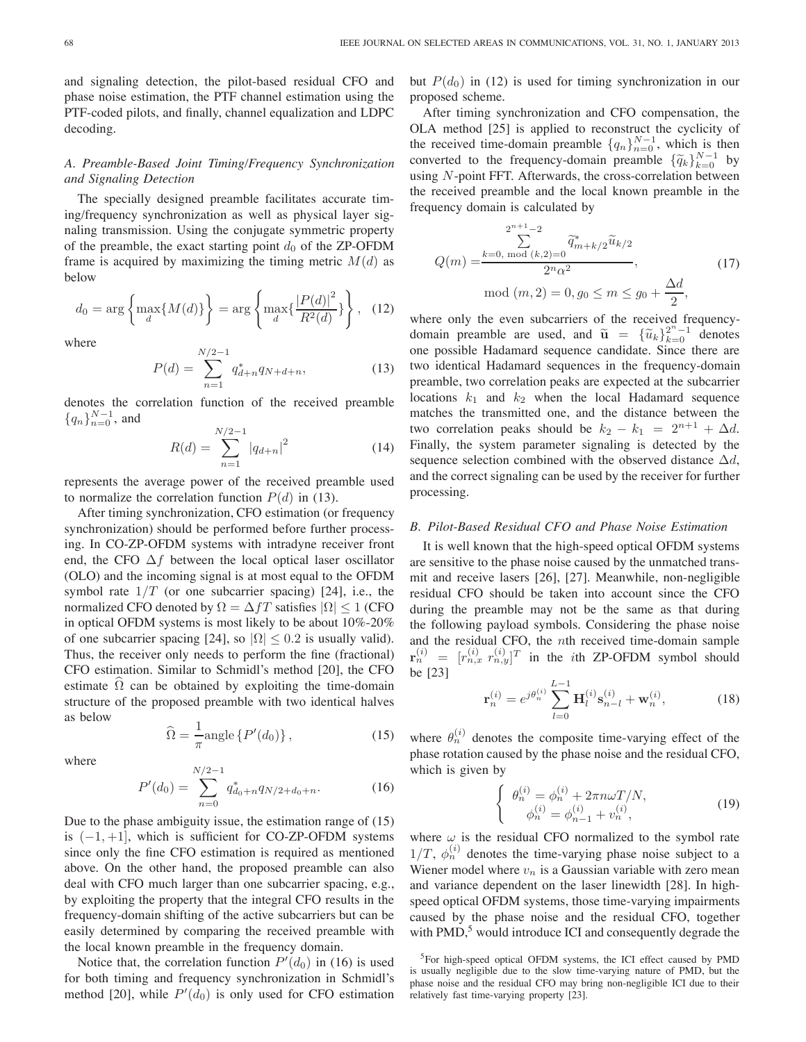and signaling detection, the pilot-based residual CFO and phase noise estimation, the PTF channel estimation using the PTF-coded pilots, and finally, channel equalization and LDPC decoding.

### A. Preamble-Based Joint Timing/Frequency Synchronization and Signaling Detection

The specially designed preamble facilitates accurate timing/frequency synchronization as well as physical layer signaling transmission. Using the conjugate symmetric property of the preamble, the exact starting point $d_0$ of the ZP-OFDM frame is acquired by maximizing the timing metric $M(d)$ as below

$$d_0 = \arg\left\{\max_d\{M(d)\}\right\} = \arg\left\{\max_d\{\frac{|P(d)|^2}{R^2(d)}\}\right\}, \quad (12)$$

where

$$P(d) = \sum_{n=1}^{N/2-1} q_{d+n}^* q_{N+d+n}, \quad (13)$$

denotes the correlation function of the received preamble $\{q_n\}_{n=0}^{N-1}$, and

$$R(d) = \sum_{n=1}^{N/2-1} |q_{d+n}|^2 \quad (14)$$

represents the average power of the received preamble used to normalize the correlation function $P(d)$ in (13).

After timing synchronization, CFO estimation (or frequency synchronization) should be performed before further processing. In CO-ZP-OFDM systems with intradyne receiver front end, the CFO $\Delta f$ between the local optical laser oscillator (OLO) and the incoming signal is at most equal to the OFDM symbol rate $1/T$ (or one subcarrier spacing) [24], i.e., the normalized CFO denoted by $\Omega = \Delta f T$ satisfies $|\Omega| \leq 1$ (CFO in optical OFDM systems is most likely to be about 10%-20% of one subcarrier spacing [24], so $|\Omega| \leq 0.2$ is usually valid). Thus, the receiver only needs to perform the fine (fractional) CFO estimation. Similar to Schmidl's method [20], the CFO estimate $\widehat{\Omega}$ can be obtained by exploiting the time-domain structure of the proposed preamble with two identical halves as below

$$\widehat{\Omega} = \frac{1}{\pi}\text{angle}\left\{P'(d_0)\right\}, \quad (15)$$

where

$$P'(d_0) = \sum_{n=0}^{N/2-1} q_{d_0+n}^* q_{N/2+d_0+n}. \quad (16)$$

Due to the phase ambiguity issue, the estimation range of (15) is $(-1, +1]$, which is sufficient for CO-ZP-OFDM systems since only the fine CFO estimation is required as mentioned above. On the other hand, the proposed preamble can also deal with CFO much larger than one subcarrier spacing, e.g., by exploiting the property that the integral CFO results in the frequency-domain shifting of the active subcarriers but can be easily determined by comparing the received preamble with the local known preamble in the frequency domain.

Notice that, the correlation function $P'(d_0)$ in (16) is used for both timing and frequency synchronization in Schmidl's method [20], while $P'(d_0)$ is only used for CFO estimation but $P(d_0)$ in (12) is used for timing synchronization in our proposed scheme.

After timing synchronization and CFO compensation, the OLA method [25] is applied to reconstruct the cyclicity of the received time-domain preamble $\{q_n\}_{n=0}^{N-1}$, which is then converted to the frequency-domain preamble $\{\widetilde{q}_k\}_{k=0}^{N-1}$ by using $N$-point FFT. Afterwards, the cross-correlation between the received preamble and the local known preamble in the frequency domain is calculated by

$$Q(m) = \frac{\sum\limits_{k=0,\ \text{mod}\ (k,2)=0}^{2^{n+1}-2} \widetilde{q}_{m+k/2}^* \widetilde{u}_{k/2}}{2^n \alpha^2}, \quad (17)$$
$$\text{mod}\ (m,2) = 0, g_0 \leq m \leq g_0 + \frac{\Delta d}{2},$$

where only the even subcarriers of the received frequency-domain preamble are used, and $\widetilde{\mathbf{u}} = \{\widetilde{u}_k\}_{k=0}^{2^n-1}$ denotes one possible Hadamard sequence candidate. Since there are two identical Hadamard sequences in the frequency-domain preamble, two correlation peaks are expected at the subcarrier locations $k_1$ and $k_2$ when the local Hadamard sequence matches the transmitted one, and the distance between the two correlation peaks should be $k_2 - k_1 = 2^{n+1} + \Delta d$. Finally, the system parameter signaling is detected by the sequence selection combined with the observed distance $\Delta d$, and the correct signaling can be used by the receiver for further processing.

### B. Pilot-Based Residual CFO and Phase Noise Estimation

It is well known that the high-speed optical OFDM systems are sensitive to the phase noise caused by the unmatched transmit and receive lasers [26], [27]. Meanwhile, non-negligible residual CFO should be taken into account since the CFO during the preamble may not be the same as that during the following payload symbols. Considering the phase noise and the residual CFO, the $n$th received time-domain sample $\mathbf{r}_n^{(i)} = [r_{n,x}^{(i)}\ r_{n,y}^{(i)}]^T$ in the $i$th ZP-OFDM symbol should be [23]

$$\mathbf{r}_n^{(i)} = e^{j\theta_n^{(i)}} \sum_{l=0}^{L-1} \mathbf{H}_l^{(i)} \mathbf{s}_{n-l}^{(i)} + \mathbf{w}_n^{(i)}, \quad (18)$$

where $\theta_n^{(i)}$ denotes the composite time-varying effect of the phase rotation caused by the phase noise and the residual CFO, which is given by

$$\begin{cases} \theta_n^{(i)} = \phi_n^{(i)} + 2\pi n\omega T/N, \\ \phi_n^{(i)} = \phi_{n-1}^{(i)} + v_n^{(i)}, \end{cases} \quad (19)$$

where $\omega$ is the residual CFO normalized to the symbol rate $1/T$, $\phi_n^{(i)}$ denotes the time-varying phase noise subject to a Wiener model where $v_n$ is a Gaussian variable with zero mean and variance dependent on the laser linewidth [28]. In high-speed optical OFDM systems, those time-varying impairments caused by the phase noise and the residual CFO, together with PMD,[5] would introduce ICI and consequently degrade the

[5]For high-speed optical OFDM systems, the ICI effect caused by PMD is usually negligible due to the slow time-varying nature of PMD, but the phase noise and the residual CFO may bring non-negligible ICI due to their relatively fast time-varying property [23].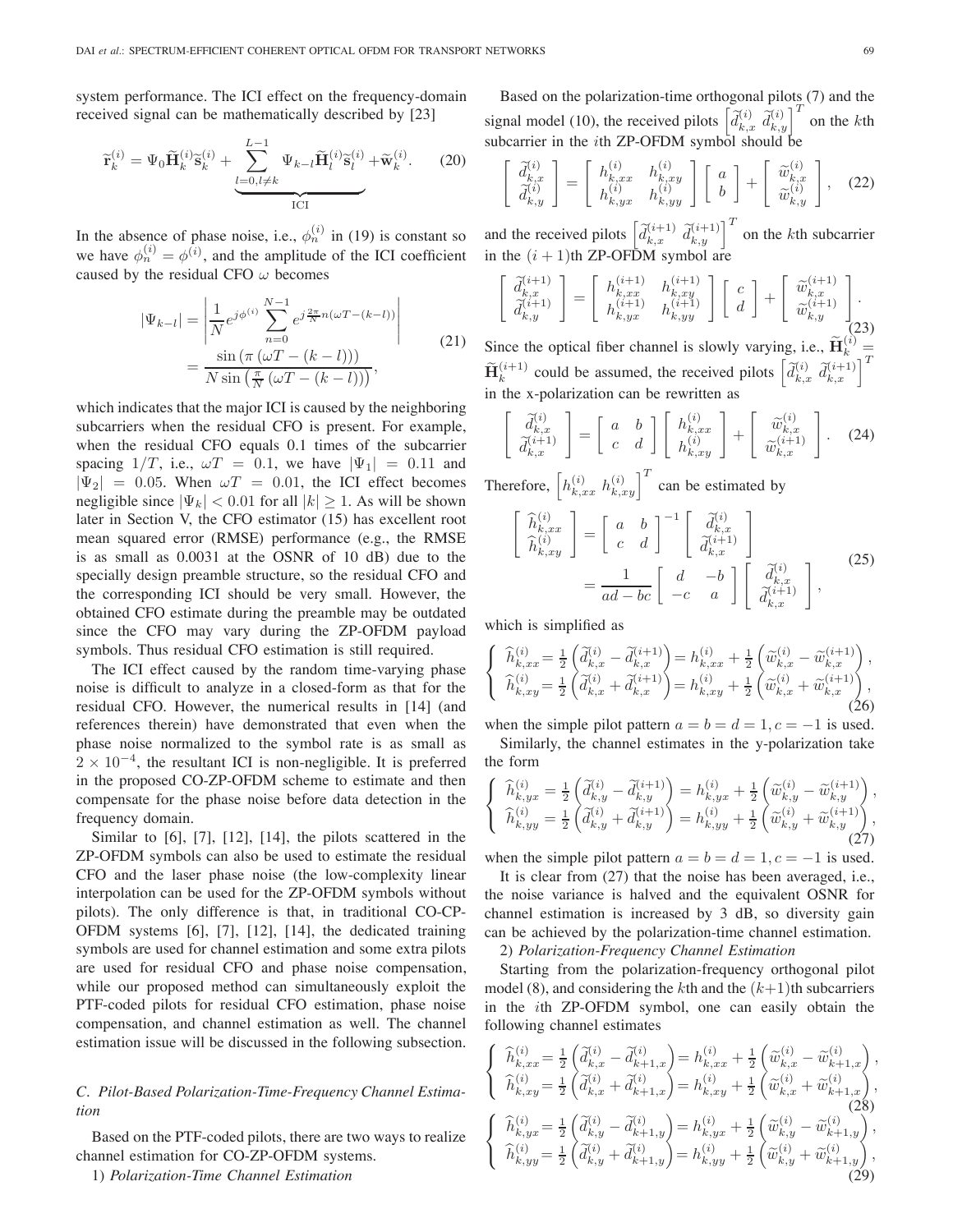system performance. The ICI effect on the frequency-domain received signal can be mathematically described by [23]

$$
\widetilde{\mathbf{r}}_k^{(i)} = \Psi_0 \widetilde{\mathbf{H}}_k^{(i)} \widetilde{\mathbf{s}}_k^{(i)} + \underbrace{\sum_{l=0, l\neq k}^{L-1} \Psi_{k-l} \widetilde{\mathbf{H}}_l^{(i)} \widetilde{\mathbf{s}}_l^{(i)}}_{\text{ICI}} + \widetilde{\mathbf{w}}_k^{(i)}. \tag{20}
$$

In the absence of phase noise, i.e., $\phi_n^{(i)}$ in (19) is constant so we have $\phi_n^{(i)} = \phi^{(i)}$, and the amplitude of the ICI coefficient caused by the residual CFO $\omega$ becomes

$$
\begin{aligned}
|\Psi_{k-l}| &= \left| \frac{1}{N} e^{j\phi^{(i)}} \sum_{n=0}^{N-1} e^{j\frac{2\pi}{N} n(\omega T - (k-l))} \right| \\
&= \frac{\sin\left(\pi\left(\omega T - (k-l)\right)\right)}{N \sin\left(\frac{\pi}{N}\left(\omega T - (k-l)\right)\right)},
\end{aligned} \tag{21}
$$

which indicates that the major ICI is caused by the neighboring subcarriers when the residual CFO is present. For example, when the residual CFO equals 0.1 times of the subcarrier spacing $1/T$, i.e., $\omega T = 0.1$, we have $|\Psi_1| = 0.11$ and $|\Psi_2| = 0.05$. When $\omega T = 0.01$, the ICI effect becomes negligible since $|\Psi_k| < 0.01$ for all $|k| \geq 1$. As will be shown later in Section V, the CFO estimator (15) has excellent root mean squared error (RMSE) performance (e.g., the RMSE is as small as 0.0031 at the OSNR of 10 dB) due to the specially design preamble structure, so the residual CFO and the corresponding ICI should be very small. However, the obtained CFO estimate during the preamble may be outdated since the CFO may vary during the ZP-OFDM payload symbols. Thus residual CFO estimation is still required.

The ICI effect caused by the random time-varying phase noise is difficult to analyze in a closed-form as that for the residual CFO. However, the numerical results in [14] (and references therein) have demonstrated that even when the phase noise normalized to the symbol rate is as small as $2 \times 10^{-4}$, the resultant ICI is non-negligible. It is preferred in the proposed CO-ZP-OFDM scheme to estimate and then compensate for the phase noise before data detection in the frequency domain.

Similar to [6], [7], [12], [14], the pilots scattered in the ZP-OFDM symbols can also be used to estimate the residual CFO and the laser phase noise (the low-complexity linear interpolation can be used for the ZP-OFDM symbols without pilots). The only difference is that, in traditional CO-CP-OFDM systems [6], [7], [12], [14], the dedicated training symbols are used for channel estimation and some extra pilots are used for residual CFO and phase noise compensation, while our proposed method can simultaneously exploit the PTF-coded pilots for residual CFO estimation, phase noise compensation, and channel estimation as well. The channel estimation issue will be discussed in the following subsection.

### C. Pilot-Based Polarization-Time-Frequency Channel Estimation

Based on the PTF-coded pilots, there are two ways to realize channel estimation for CO-ZP-OFDM systems.

1) *Polarization-Time Channel Estimation*

Based on the polarization-time orthogonal pilots (7) and the signal model (10), the received pilots $\left[\widetilde{d}_{k,x}^{(i)}\ \widetilde{d}_{k,y}^{(i)}\right]^T$ on the $k$th subcarrier in the $i$th ZP-OFDM symbol should be

$$
\begin{bmatrix} \widetilde{d}_{k,x}^{(i)} \\ \widetilde{d}_{k,y}^{(i)} \end{bmatrix} = \begin{bmatrix} h_{k,xx}^{(i)} & h_{k,xy}^{(i)} \\ h_{k,yx}^{(i)} & h_{k,yy}^{(i)} \end{bmatrix} \begin{bmatrix} a \\ b \end{bmatrix} + \begin{bmatrix} \widetilde{w}_{k,x}^{(i)} \\ \widetilde{w}_{k,y}^{(i)} \end{bmatrix}, \tag{22}
$$

and the received pilots $\left[\widetilde{d}_{k,x}^{(i+1)}\ \widetilde{d}_{k,y}^{(i+1)}\right]^T$ on the $k$th subcarrier in the $(i+1)$th ZP-OFDM symbol are

$$
\begin{bmatrix} \widetilde{d}_{k,x}^{(i+1)} \\ \widetilde{d}_{k,y}^{(i+1)} \end{bmatrix} = \begin{bmatrix} h_{k,xx}^{(i+1)} & h_{k,xy}^{(i+1)} \\ h_{k,yx}^{(i+1)} & h_{k,yy}^{(i+1)} \end{bmatrix} \begin{bmatrix} c \\ d \end{bmatrix} + \begin{bmatrix} \widetilde{w}_{k,x}^{(i+1)} \\ \widetilde{w}_{k,y}^{(i+1)} \end{bmatrix}. \tag{23}
$$

Since the optical fiber channel is slowly varying, i.e., $\widetilde{\mathbf{H}}_k^{(i)} = \widetilde{\mathbf{H}}_k^{(i+1)}$ could be assumed, the received pilots $\left[\widetilde{d}_{k,x}^{(i)}\ \widetilde{d}_{k,x}^{(i+1)}\right]^T$ in the x-polarization can be rewritten as

$$
\begin{bmatrix} \widetilde{d}_{k,x}^{(i)} \\ \widetilde{d}_{k,x}^{(i+1)} \end{bmatrix} = \begin{bmatrix} a & b \\ c & d \end{bmatrix} \begin{bmatrix} h_{k,xx}^{(i)} \\ h_{k,xy}^{(i)} \end{bmatrix} + \begin{bmatrix} \widetilde{w}_{k,x}^{(i)} \\ \widetilde{w}_{k,x}^{(i+1)} \end{bmatrix}. \tag{24}
$$

Therefore, $\left[h_{k,xx}^{(i)}\ h_{k,xy}^{(i)}\right]^T$ can be estimated by

$$
\begin{aligned}
\begin{bmatrix} \widehat{h}_{k,xx}^{(i)} \\ \widehat{h}_{k,xy}^{(i)} \end{bmatrix} &= \begin{bmatrix} a & b \\ c & d \end{bmatrix}^{-1} \begin{bmatrix} \widetilde{d}_{k,x}^{(i)} \\ \widetilde{d}_{k,x}^{(i+1)} \end{bmatrix} \\
&= \frac{1}{ad - bc} \begin{bmatrix} d & -b \\ -c & a \end{bmatrix} \begin{bmatrix} \widetilde{d}_{k,x}^{(i)} \\ \widetilde{d}_{k,x}^{(i+1)} \end{bmatrix},
\end{aligned} \tag{25}
$$

which is simplified as

$$
\left\{ \begin{aligned}
\widehat{h}_{k,xx}^{(i)} &= \tfrac{1}{2}\left(\widetilde{d}_{k,x}^{(i)} - \widetilde{d}_{k,x}^{(i+1)}\right) = h_{k,xx}^{(i)} + \tfrac{1}{2}\left(\widetilde{w}_{k,x}^{(i)} - \widetilde{w}_{k,x}^{(i+1)}\right), \\
\widehat{h}_{k,xy}^{(i)} &= \tfrac{1}{2}\left(\widetilde{d}_{k,x}^{(i)} + \widetilde{d}_{k,x}^{(i+1)}\right) = h_{k,xy}^{(i)} + \tfrac{1}{2}\left(\widetilde{w}_{k,x}^{(i)} + \widetilde{w}_{k,x}^{(i+1)}\right),
\end{aligned} \right. \tag{26}
$$

when the simple pilot pattern $a = b = d = 1, c = -1$ is used.

Similarly, the channel estimates in the y-polarization take the form

$$
\left\{ \begin{aligned}
\widehat{h}_{k,yx}^{(i)} &= \tfrac{1}{2}\left(\widetilde{d}_{k,y}^{(i)} - \widetilde{d}_{k,y}^{(i+1)}\right) = h_{k,yx}^{(i)} + \tfrac{1}{2}\left(\widetilde{w}_{k,y}^{(i)} - \widetilde{w}_{k,y}^{(i+1)}\right), \\
\widehat{h}_{k,yy}^{(i)} &= \tfrac{1}{2}\left(\widetilde{d}_{k,y}^{(i)} + \widetilde{d}_{k,y}^{(i+1)}\right) = h_{k,yy}^{(i)} + \tfrac{1}{2}\left(\widetilde{w}_{k,y}^{(i)} + \widetilde{w}_{k,y}^{(i+1)}\right),
\end{aligned} \right. \tag{27}
$$

when the simple pilot pattern $a = b = d = 1, c = -1$ is used.

It is clear from (27) that the noise has been averaged, i.e., the noise variance is halved and the equivalent OSNR for channel estimation is increased by 3 dB, so diversity gain can be achieved by the polarization-time channel estimation.

2) *Polarization-Frequency Channel Estimation*

Starting from the polarization-frequency orthogonal pilot model (8), and considering the $k$th and the $(k+1)$th subcarriers in the $i$th ZP-OFDM symbol, one can easily obtain the following channel estimates

$$
\left\{ \begin{aligned}
\widehat{h}_{k,xx}^{(i)} &= \tfrac{1}{2}\left(\widetilde{d}_{k,x}^{(i)} - \widetilde{d}_{k+1,x}^{(i)}\right) = h_{k,xx}^{(i)} + \tfrac{1}{2}\left(\widetilde{w}_{k,x}^{(i)} - \widetilde{w}_{k+1,x}^{(i)}\right), \\
\widehat{h}_{k,xy}^{(i)} &= \tfrac{1}{2}\left(\widetilde{d}_{k,x}^{(i)} + \widetilde{d}_{k+1,x}^{(i)}\right) = h_{k,xy}^{(i)} + \tfrac{1}{2}\left(\widetilde{w}_{k,x}^{(i)} + \widetilde{w}_{k+1,x}^{(i)}\right),
\end{aligned} \right. \tag{28}
$$

$$
\left\{ \begin{aligned}
\widehat{h}_{k,yx}^{(i)} &= \tfrac{1}{2}\left(\widetilde{d}_{k,y}^{(i)} - \widetilde{d}_{k+1,y}^{(i)}\right) = h_{k,yx}^{(i)} + \tfrac{1}{2}\left(\widetilde{w}_{k,y}^{(i)} - \widetilde{w}_{k+1,y}^{(i)}\right), \\
\widehat{h}_{k,yy}^{(i)} &= \tfrac{1}{2}\left(\widetilde{d}_{k,y}^{(i)} + \widetilde{d}_{k+1,y}^{(i)}\right) = h_{k,yy}^{(i)} + \tfrac{1}{2}\left(\widetilde{w}_{k,y}^{(i)} + \widetilde{w}_{k+1,y}^{(i)}\right),
\end{aligned} \right. \tag{29}
$$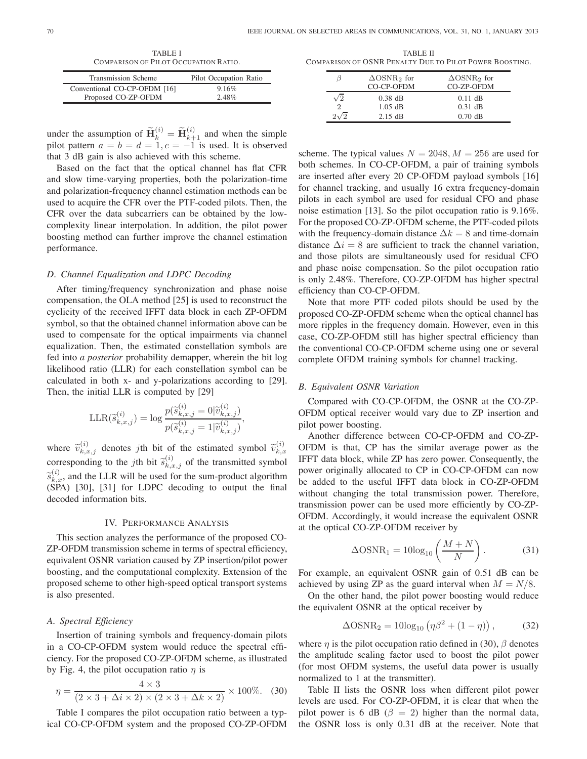TABLE I
COMPARISON OF PILOT OCCUPATION RATIO.

| Transmission Scheme | Pilot Occupation Ratio |
|---|---|
| Conventional CO-CP-OFDM [16] | 9.16% |
| Proposed CO-ZP-OFDM | 2.48% |

under the assumption of $\widetilde{\mathbf{H}}_k^{(i)} = \widetilde{\mathbf{H}}_{k+1}^{(i)}$ and when the simple pilot pattern $a = b = d = 1, c = -1$ is used. It is observed that 3 dB gain is also achieved with this scheme.

Based on the fact that the optical channel has flat CFR and slow time-varying properties, both the polarization-time and polarization-frequency channel estimation methods can be used to acquire the CFR over the PTF-coded pilots. Then, the CFR over the data subcarriers can be obtained by the low-complexity linear interpolation. In addition, the pilot power boosting method can further improve the channel estimation performance.

### *D. Channel Equalization and LDPC Decoding*

After timing/frequency synchronization and phase noise compensation, the OLA method [25] is used to reconstruct the cyclicity of the received IFFT data block in each ZP-OFDM symbol, so that the obtained channel information above can be used to compensate for the optical impairments via channel equalization. Then, the estimated constellation symbols are fed into *a posterior* probability demapper, wherein the bit log likelihood ratio (LLR) for each constellation symbol can be calculated in both x- and y-polarizations according to [29]. Then, the initial LLR is computed by [29]

$$\mathrm{LLR}(\widetilde{s}_{k,x,j}^{(i)}) = \log \frac{p(\widetilde{s}_{k,x,j}^{(i)} = 0 | \widetilde{v}_{k,x,j}^{(i)})}{p(\widetilde{s}_{k,x,j}^{(i)} = 1 | \widetilde{v}_{k,x,j}^{(i)})},$$

where $\widetilde{v}_{k,x,j}^{(i)}$ denotes $j$th bit of the estimated symbol $\widetilde{v}_{k,x}^{(i)}$ corresponding to the $j$th bit $\widetilde{s}_{k,x,j}^{(i)}$ of the transmitted symbol $\widetilde{s}_{k,x}^{(i)}$, and the LLR will be used for the sum-product algorithm (SPA) [30], [31] for LDPC decoding to output the final decoded information bits.

## IV. PERFORMANCE ANALYSIS

This section analyzes the performance of the proposed CO-ZP-OFDM transmission scheme in terms of spectral efficiency, equivalent OSNR variation caused by ZP insertion/pilot power boosting, and the computational complexity. Extension of the proposed scheme to other high-speed optical transport systems is also presented.

### *A. Spectral Efficiency*

Insertion of training symbols and frequency-domain pilots in a CO-CP-OFDM system would reduce the spectral efficiency. For the proposed CO-ZP-OFDM scheme, as illustrated by Fig. 4, the pilot occupation ratio $\eta$ is

$$\eta = \frac{4 \times 3}{(2 \times 3 + \Delta i \times 2) \times (2 \times 3 + \Delta k \times 2)} \times 100\%. \quad (30)$$

Table I compares the pilot occupation ratio between a typical CO-CP-OFDM system and the proposed CO-ZP-OFDM scheme. The typical values $N = 2048, M = 256$ are used for both schemes. In CO-CP-OFDM, a pair of training symbols are inserted after every 20 CP-OFDM payload symbols [16] for channel tracking, and usually 16 extra frequency-domain pilots in each symbol are used for residual CFO and phase noise estimation [13]. So the pilot occupation ratio is 9.16%. For the proposed CO-ZP-OFDM scheme, the PTF-coded pilots with the frequency-domain distance $\Delta k = 8$ and time-domain distance $\Delta i = 8$ are sufficient to track the channel variation, and those pilots are simultaneously used for residual CFO and phase noise compensation. So the pilot occupation ratio is only 2.48%. Therefore, CO-ZP-OFDM has higher spectral efficiency than CO-CP-OFDM.

Note that more PTF coded pilots should be used by the proposed CO-ZP-OFDM scheme when the optical channel has more ripples in the frequency domain. However, even in this case, CO-ZP-OFDM still has higher spectral efficiency than the conventional CO-CP-OFDM scheme using one or several complete OFDM training symbols for channel tracking.

### *B. Equivalent OSNR Variation*

Compared with CO-CP-OFDM, the OSNR at the CO-ZP-OFDM optical receiver would vary due to ZP insertion and pilot power boosting.

Another difference between CO-CP-OFDM and CO-ZP-OFDM is that, CP has the similar average power as the IFFT data block, while ZP has zero power. Consequently, the power originally allocated to CP in CO-CP-OFDM can now be added to the useful IFFT data block in CO-ZP-OFDM without changing the total transmission power. Therefore, transmission power can be used more efficiently by CO-ZP-OFDM. Accordingly, it would increase the equivalent OSNR at the optical CO-ZP-OFDM receiver by

$$\Delta\mathrm{OSNR}_1 = 10\log_{10}\left(\frac{M+N}{N}\right). \quad (31)$$

For example, an equivalent OSNR gain of 0.51 dB can be achieved by using ZP as the guard interval when $M = N/8$.

On the other hand, the pilot power boosting would reduce the equivalent OSNR at the optical receiver by

$$\Delta\mathrm{OSNR}_2 = 10\log_{10}\left(\eta\beta^2 + (1-\eta)\right), \quad (32)$$

where $\eta$ is the pilot occupation ratio defined in (30), $\beta$ denotes the amplitude scaling factor used to boost the pilot power (for most OFDM systems, the useful data power is usually normalized to 1 at the transmitter).

TABLE II
COMPARISON OF OSNR PENALTY DUE TO PILOT POWER BOOSTING.

| $\beta$ | $\Delta\mathrm{OSNR}_2$ for CO-CP-OFDM | $\Delta\mathrm{OSNR}_2$ for CO-ZP-OFDM |
|---|---|---|
| $\sqrt{2}$ | 0.38 dB | 0.11 dB |
| 2 | 1.05 dB | 0.31 dB |
| $2\sqrt{2}$ | 2.15 dB | 0.70 dB |

Table II lists the OSNR loss when different pilot power levels are used. For CO-ZP-OFDM, it is clear that when the pilot power is 6 dB ($\beta = 2$) higher than the normal data, the OSNR loss is only 0.31 dB at the receiver. Note that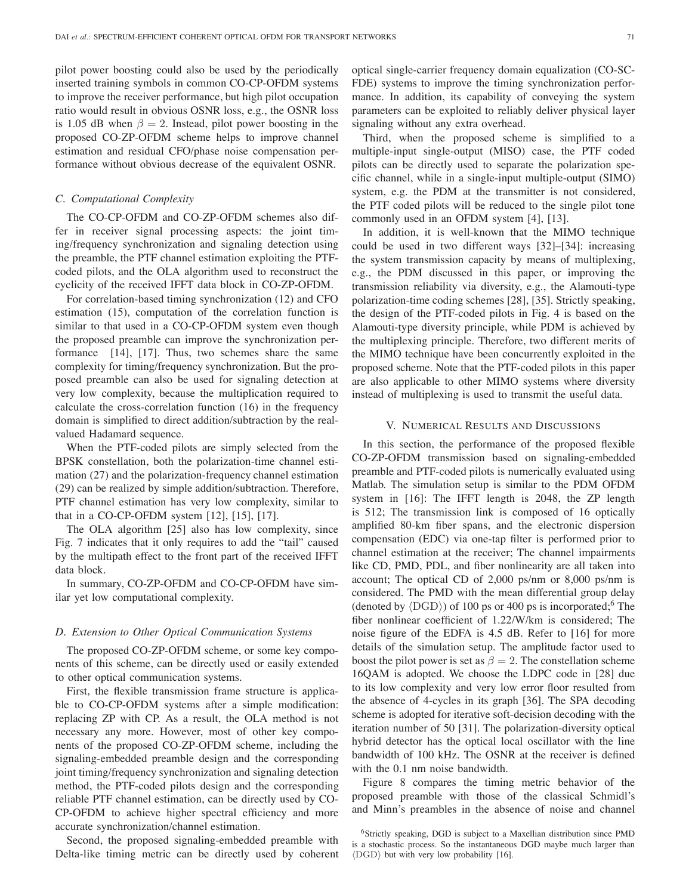pilot power boosting could also be used by the periodically inserted training symbols in common CO-CP-OFDM systems to improve the receiver performance, but high pilot occupation ratio would result in obvious OSNR loss, e.g., the OSNR loss is 1.05 dB when $\beta = 2$. Instead, pilot power boosting in the proposed CO-ZP-OFDM scheme helps to improve channel estimation and residual CFO/phase noise compensation performance without obvious decrease of the equivalent OSNR.

### C. Computational Complexity

The CO-CP-OFDM and CO-ZP-OFDM schemes also differ in receiver signal processing aspects: the joint timing/frequency synchronization and signaling detection using the preamble, the PTF channel estimation exploiting the PTF-coded pilots, and the OLA algorithm used to reconstruct the cyclicity of the received IFFT data block in CO-ZP-OFDM.

For correlation-based timing synchronization (12) and CFO estimation (15), computation of the correlation function is similar to that used in a CO-CP-OFDM system even though the proposed preamble can improve the synchronization performance [14], [17]. Thus, two schemes share the same complexity for timing/frequency synchronization. But the proposed preamble can also be used for signaling detection at very low complexity, because the multiplication required to calculate the cross-correlation function (16) in the frequency domain is simplified to direct addition/subtraction by the real-valued Hadamard sequence.

When the PTF-coded pilots are simply selected from the BPSK constellation, both the polarization-time channel estimation (27) and the polarization-frequency channel estimation (29) can be realized by simple addition/subtraction. Therefore, PTF channel estimation has very low complexity, similar to that in a CO-CP-OFDM system [12], [15], [17].

The OLA algorithm [25] also has low complexity, since Fig. 7 indicates that it only requires to add the "tail" caused by the multipath effect to the front part of the received IFFT data block.

In summary, CO-ZP-OFDM and CO-CP-OFDM have similar yet low computational complexity.

### D. Extension to Other Optical Communication Systems

The proposed CO-ZP-OFDM scheme, or some key components of this scheme, can be directly used or easily extended to other optical communication systems.

First, the flexible transmission frame structure is applicable to CO-CP-OFDM systems after a simple modification: replacing ZP with CP. As a result, the OLA method is not necessary any more. However, most of other key components of the proposed CO-ZP-OFDM scheme, including the signaling-embedded preamble design and the corresponding joint timing/frequency synchronization and signaling detection method, the PTF-coded pilots design and the corresponding reliable PTF channel estimation, can be directly used by CO-CP-OFDM to achieve higher spectral efficiency and more accurate synchronization/channel estimation.

Second, the proposed signaling-embedded preamble with Delta-like timing metric can be directly used by coherent optical single-carrier frequency domain equalization (CO-SC-FDE) systems to improve the timing synchronization performance. In addition, its capability of conveying the system parameters can be exploited to reliably deliver physical layer signaling without any extra overhead.

Third, when the proposed scheme is simplified to a multiple-input single-output (MISO) case, the PTF coded pilots can be directly used to separate the polarization specific channel, while in a single-input multiple-output (SIMO) system, e.g. the PDM at the transmitter is not considered, the PTF coded pilots will be reduced to the single pilot tone commonly used in an OFDM system [4], [13].

In addition, it is well-known that the MIMO technique could be used in two different ways [32]–[34]: increasing the system transmission capacity by means of multiplexing, e.g., the PDM discussed in this paper, or improving the transmission reliability via diversity, e.g., the Alamouti-type polarization-time coding schemes [28], [35]. Strictly speaking, the design of the PTF-coded pilots in Fig. 4 is based on the Alamouti-type diversity principle, while PDM is achieved by the multiplexing principle. Therefore, two different merits of the MIMO technique have been concurrently exploited in the proposed scheme. Note that the PTF-coded pilots in this paper are also applicable to other MIMO systems where diversity instead of multiplexing is used to transmit the useful data.

## V. Numerical Results and Discussions

In this section, the performance of the proposed flexible CO-ZP-OFDM transmission based on signaling-embedded preamble and PTF-coded pilots is numerically evaluated using Matlab. The simulation setup is similar to the PDM OFDM system in [16]: The IFFT length is 2048, the ZP length is 512; The transmission link is composed of 16 optically amplified 80-km fiber spans, and the electronic dispersion compensation (EDC) via one-tap filter is performed prior to channel estimation at the receiver; The channel impairments like CD, PMD, PDL, and fiber nonlinearity are all taken into account; The optical CD of 2,000 ps/nm or 8,000 ps/nm is considered. The PMD with the mean differential group delay (denoted by $\langle \mathrm{DGD} \rangle$) of 100 ps or 400 ps is incorporated;[6] The fiber nonlinear coefficient of 1.22/W/km is considered; The noise figure of the EDFA is 4.5 dB. Refer to [16] for more details of the simulation setup. The amplitude factor used to boost the pilot power is set as $\beta = 2$. The constellation scheme 16QAM is adopted. We choose the LDPC code in [28] due to its low complexity and very low error floor resulted from the absence of 4-cycles in its graph [36]. The SPA decoding scheme is adopted for iterative soft-decision decoding with the iteration number of 50 [31]. The polarization-diversity optical hybrid detector has the optical local oscillator with the line bandwidth of 100 kHz. The OSNR at the receiver is defined with the 0.1 nm noise bandwidth.

Figure 8 compares the timing metric behavior of the proposed preamble with those of the classical Schmidl's and Minn's preambles in the absence of noise and channel

[6] Strictly speaking, DGD is subject to a Maxellian distribution since PMD is a stochastic process. So the instantaneous DGD maybe much larger than $\langle \mathrm{DGD} \rangle$ but with very low probability [16].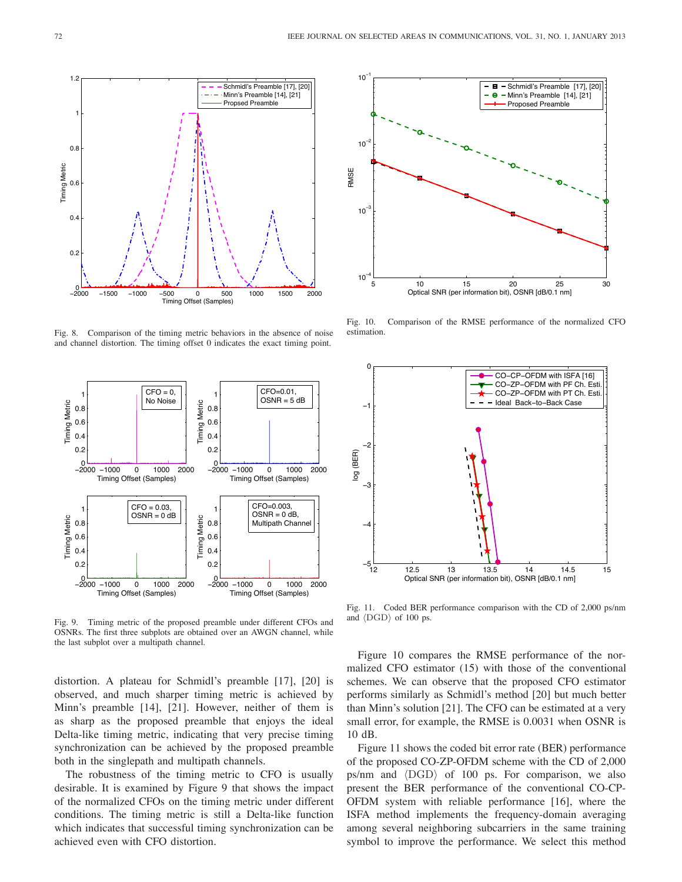Fig. 8. Comparison of the timing metric behaviors in the absence of noise and channel distortion. The timing offset 0 indicates the exact timing point.

Fig. 9. Timing metric of the proposed preamble under different CFOs and OSNRs. The first three subplots are obtained over an AWGN channel, while the last subplot over a multipath channel.

distortion. A plateau for Schmidl's preamble [17], [20] is observed, and much sharper timing metric is achieved by Minn's preamble [14], [21]. However, neither of them is as sharp as the proposed preamble that enjoys the ideal Delta-like timing metric, indicating that very precise timing synchronization can be achieved by the proposed preamble both in the singlepath and multipath channels.

The robustness of the timing metric to CFO is usually desirable. It is examined by Figure 9 that shows the impact of the normalized CFOs on the timing metric under different conditions. The timing metric is still a Delta-like function which indicates that successful timing synchronization can be achieved even with CFO distortion.

Fig. 10. Comparison of the RMSE performance of the normalized CFO estimation.

Fig. 11. Coded BER performance comparison with the CD of 2,000 ps/nm and $\langle \mathrm{DGD} \rangle$ of 100 ps.

Figure 10 compares the RMSE performance of the normalized CFO estimator (15) with those of the conventional schemes. We can observe that the proposed CFO estimator performs similarly as Schmidl's method [20] but much better than Minn's solution [21]. The CFO can be estimated at a very small error, for example, the RMSE is 0.0031 when OSNR is 10 dB.

Figure 11 shows the coded bit error rate (BER) performance of the proposed CO-ZP-OFDM scheme with the CD of 2,000 ps/nm and $\langle \mathrm{DGD} \rangle$ of 100 ps. For comparison, we also present the BER performance of the conventional CO-CP-OFDM system with reliable performance [16], where the ISFA method implements the frequency-domain averaging among several neighboring subcarriers in the same training symbol to improve the performance. We select this method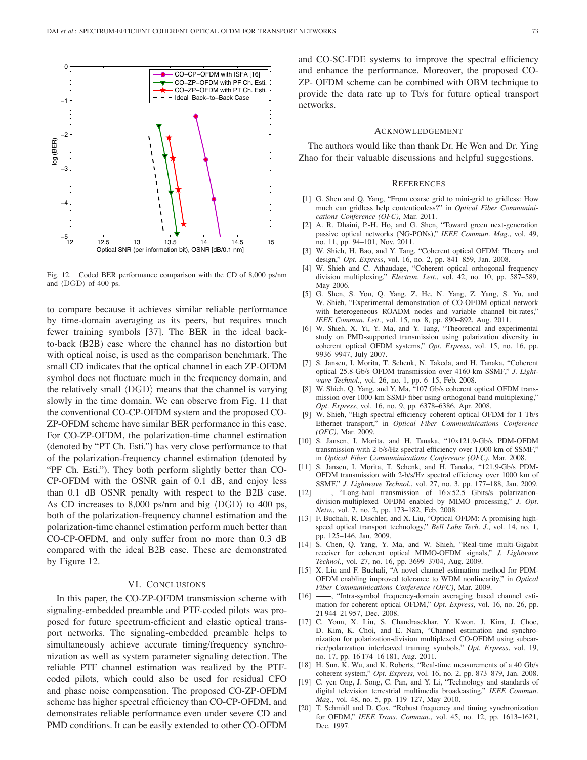Fig. 12. Coded BER performance comparison with the CD of 8,000 ps/nm and $\langle \mathrm{DGD} \rangle$ of 400 ps.

to compare because it achieves similar reliable performance by time-domain averaging as its peers, but requires much fewer training symbols [37]. The BER in the ideal back-to-back (B2B) case where the channel has no distortion but with optical noise, is used as the comparison benchmark. The small CD indicates that the optical channel in each ZP-OFDM symbol does not fluctuate much in the frequency domain, and the relatively small $\langle \mathrm{DGD} \rangle$ means that the channel is varying slowly in the time domain. We can observe from Fig. 11 that the conventional CO-CP-OFDM system and the proposed CO-ZP-OFDM scheme have similar BER performance in this case. For CO-ZP-OFDM, the polarization-time channel estimation (denoted by "PT Ch. Esti.") has very close performance to that of the polarization-frequency channel estimation (denoted by "PF Ch. Esti."). They both perform slightly better than CO-CP-OFDM with the OSNR gain of 0.1 dB, and enjoy less than 0.1 dB OSNR penalty with respect to the B2B case. As CD increases to 8,000 ps/nm and big $\langle \mathrm{DGD} \rangle$ to 400 ps, both of the polarization-frequency channel estimation and the polarization-time channel estimation perform much better than CO-CP-OFDM, and only suffer from no more than 0.3 dB compared with the ideal B2B case. These are demonstrated by Figure 12.

## VI. Conclusions

In this paper, the CO-ZP-OFDM transmission scheme with signaling-embedded preamble and PTF-coded pilots was proposed for future spectrum-efficient and elastic optical transport networks. The signaling-embedded preamble helps to simultaneously achieve accurate timing/frequency synchronization as well as system parameter signaling detection. The reliable PTF channel estimation was realized by the PTF-coded pilots, which could also be used for residual CFO and phase noise compensation. The proposed CO-ZP-OFDM scheme has higher spectral efficiency than CO-CP-OFDM, and demonstrates reliable performance even under severe CD and PMD conditions. It can be easily extended to other CO-OFDM and CO-SC-FDE systems to improve the spectral efficiency and enhance the performance. Moreover, the proposed CO-ZP- OFDM scheme can be combined with OBM technique to provide the data rate up to Tb/s for future optical transport networks.

## Acknowledgement

The authors would like than thank Dr. He Wen and Dr. Ying Zhao for their valuable discussions and helpful suggestions.

## References

[1] G. Shen and Q. Yang, "From coarse grid to mini-grid to gridless: How much can gridless help contentionless?" in *Optical Fiber Communinications Conference (OFC)*, Mar. 2011.

[2] A. R. Dhaini, P.-H. Ho, and G. Shen, "Toward green next-generation passive optical networks (NG-PONs)," *IEEE Commun. Mag.*, vol. 49, no. 11, pp. 94–101, Nov. 2011.

[3] W. Shieh, H. Bao, and Y. Tang, "Coherent optical OFDM: Theory and design," *Opt. Express*, vol. 16, no. 2, pp. 841–859, Jan. 2008.

[4] W. Shieh and C. Athaudage, "Coherent optical orthogonal frequency division multiplexing," *Electron. Lett.*, vol. 42, no. 10, pp. 587–589, May 2006.

[5] G. Shen, S. You, Q. Yang, Z. He, N. Yang, Z. Yang, S. Yu, and W. Shieh, "Experimental demonstration of CO-OFDM optical network with heterogeneous ROADM nodes and variable channel bit-rates," *IEEE Commun. Lett.*, vol. 15, no. 8, pp. 890–892, Aug. 2011.

[6] W. Shieh, X. Yi, Y. Ma, and Y. Tang, "Theoretical and experimental study on PMD-supported transmission using polarization diversity in coherent optical OFDM systems," *Opt. Express*, vol. 15, no. 16, pp. 9936–9947, July 2007.

[7] S. Jansen, I. Morita, T. Schenk, N. Takeda, and H. Tanaka, "Coherent optical 25.8-Gb/s OFDM transmission over 4160-km SSMF," *J. Lightwave Technol.*, vol. 26, no. 1, pp. 6–15, Feb. 2008.

[8] W. Shieh, Q. Yang, and Y. Ma, "107 Gb/s coherent optical OFDM transmission over 1000-km SSMF fiber using orthogonal band multiplexing," *Opt. Express*, vol. 16, no. 9, pp. 6378–6386, Apr. 2008.

[9] W. Shieh, "High spectral efficiency coherent optical OFDM for 1 Tb/s Ethernet transport," in *Optical Fiber Communinications Conference (OFC)*, Mar. 2009.

[10] S. Jansen, I. Morita, and H. Tanaka, "10x121.9-Gb/s PDM-OFDM transmission with 2-b/s/Hz spectral efficiency over 1,000 km of SSMF," in *Optical Fiber Communinications Conference (OFC)*, Mar. 2008.

[11] S. Jansen, I. Morita, T. Schenk, and H. Tanaka, "121.9-Gb/s PDM-OFDM transmission with 2-b/s/Hz spectral efficiency over 1000 km of SSMF," *J. Lightwave Technol.*, vol. 27, no. 3, pp. 177–188, Jan. 2009.

[12] ——, "Long-haul transmission of 16×52.5 Gbits/s polarization-division-multiplexed OFDM enabled by MIMO processing," *J. Opt. Netw.*, vol. 7, no. 2, pp. 173–182, Feb. 2008.

[13] F. Buchali, R. Dischler, and X. Liu, "Optical OFDM: A promising high-speed optical transport technology," *Bell Labs Tech. J.*, vol. 14, no. 1, pp. 125–146, Jan. 2009.

[14] S. Chen, Q. Yang, Y. Ma, and W. Shieh, "Real-time multi-Gigabit receiver for coherent optical MIMO-OFDM signals," *J. Lightwave Technol.*, vol. 27, no. 16, pp. 3699–3704, Aug. 2009.

[15] X. Liu and F. Buchali, "A novel channel estimation method for PDM-OFDM enabling improved tolerance to WDM nonlinearity," in *Optical Fiber Communinications Conference (OFC)*, Mar. 2009.

[16] ——, "Intra-symbol frequency-domain averaging based channel estimation for coherent optical OFDM," *Opt. Express*, vol. 16, no. 26, pp. 21 944–21 957, Dec. 2008.

[17] C. Youn, X. Liu, S. Chandrasekhar, Y. Kwon, J. Kim, J. Choe, D. Kim, K. Choi, and E. Nam, "Channel estimation and synchronization for polarization-division multiplexed CO-OFDM using subcarrier/polarization interleaved training symbols," *Opt. Express*, vol. 19, no. 17, pp. 16 174–16 181, Aug. 2011.

[18] H. Sun, K. Wu, and K. Roberts, "Real-time measurements of a 40 Gb/s coherent system," *Opt. Express*, vol. 16, no. 2, pp. 873–879, Jan. 2008.

[19] C. yen Ong, J. Song, C. Pan, and Y. Li, "Technology and standards of digital television terrestrial multimedia broadcasting," *IEEE Commun. Mag.*, vol. 48, no. 5, pp. 119–127, May 2010.

[20] T. Schmidl and D. Cox, "Robust frequency and timing synchronization for OFDM," *IEEE Trans. Commun.*, vol. 45, no. 12, pp. 1613–1621, Dec. 1997.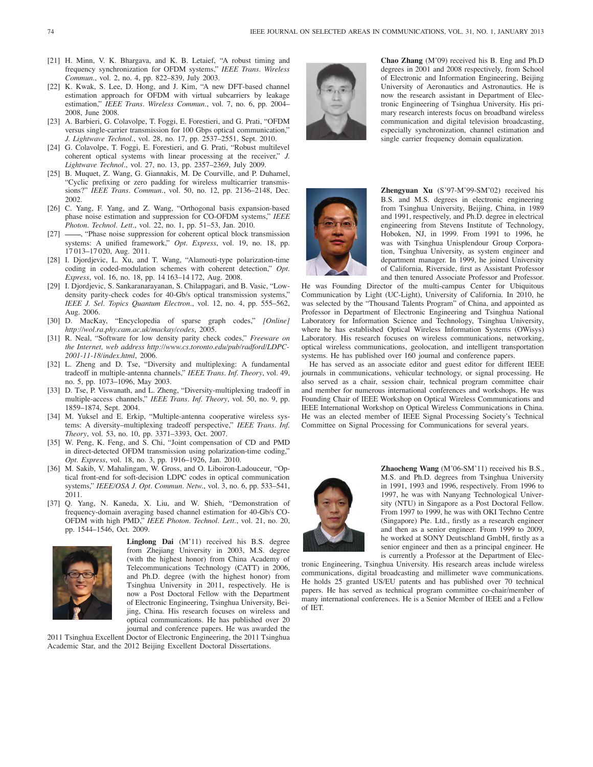[21] H. Minn, V. K. Bhargava, and K. B. Letaief, "A robust timing and frequency synchronization for OFDM systems," *IEEE Trans. Wireless Commun.*, vol. 2, no. 4, pp. 822–839, July 2003.

[22] K. Kwak, S. Lee, D. Hong, and J. Kim, "A new DFT-based channel estimation approach for OFDM with virtual subcarriers by leakage estimation," *IEEE Trans. Wireless Commun.*, vol. 7, no. 6, pp. 2004–2008, June 2008.

[23] A. Barbieri, G. Colavolpe, T. Foggi, E. Forestieri, and G. Prati, "OFDM versus single-carrier transmission for 100 Gbps optical communication," *J. Lightwave Technol.*, vol. 28, no. 17, pp. 2537–2551, Sept. 2010.

[24] G. Colavolpe, T. Foggi, E. Forestieri, and G. Prati, "Robust multilevel coherent optical systems with linear processing at the receiver," *J. Lightwave Technol.*, vol. 27, no. 13, pp. 2357–2369, July 2009.

[25] B. Muquet, Z. Wang, G. Giannakis, M. De Courville, and P. Duhamel, "Cyclic prefixing or zero padding for wireless multicarrier transmissions?" *IEEE Trans. Commun.*, vol. 50, no. 12, pp. 2136–2148, Dec. 2002.

[26] C. Yang, F. Yang, and Z. Wang, "Orthogonal basis expansion-based phase noise estimation and suppression for CO-OFDM systems," *IEEE Photon. Technol. Lett.*, vol. 22, no. 1, pp. 51–53, Jan. 2010.

[27] ——, "Phase noise suppression for coherent optical block transmission systems: A unified framework," *Opt. Express*, vol. 19, no. 18, pp. 17 013–17 020, Aug. 2011.

[28] I. Djordjevic, L. Xu, and T. Wang, "Alamouti-type polarization-time coding in coded-modulation schemes with coherent detection," *Opt. Express*, vol. 16, no. 18, pp. 14 163–14 172, Aug. 2008.

[29] I. Djordjevic, S. Sankaranarayanan, S. Chilappagari, and B. Vasic, "Low-density parity-check codes for 40-Gb/s optical transmission systems," *IEEE J. Sel. Topics Quantum Electron.*, vol. 12, no. 4, pp. 555–562, Aug. 2006.

[30] D. MacKay, "Encyclopedia of sparse graph codes," *[Online] http://wol.ra.phy.cam.ac.uk/mackay/codes*, 2005.

[31] R. Neal, "Software for low density parity check codes," *Freeware on the Internet, web address http://www.cs.toronto.edu/pub/radford/LDPC-2001-11-18/index.html*, 2006.

[32] L. Zheng and D. Tse, "Diversity and multiplexing: A fundamental tradeoff in multiple-antenna channels," *IEEE Trans. Inf. Theory*, vol. 49, no. 5, pp. 1073–1096, May 2003.

[33] D. Tse, P. Viswanath, and L. Zheng, "Diversity-multiplexing tradeoff in multiple-access channels," *IEEE Trans. Inf. Theory*, vol. 50, no. 9, pp. 1859–1874, Sept. 2004.

[34] M. Yuksel and E. Erkip, "Multiple-antenna cooperative wireless systems: A diversity–multiplexing tradeoff perspective," *IEEE Trans. Inf. Theory*, vol. 53, no. 10, pp. 3371–3393, Oct. 2007.

[35] W. Peng, K. Feng, and S. Chi, "Joint compensation of CD and PMD in direct-detected OFDM transmission using polarization-time coding," *Opt. Express*, vol. 18, no. 3, pp. 1916–1926, Jan. 2010.

[36] M. Sakib, V. Mahalingam, W. Gross, and O. Liboiron-Ladouceur, "Optical front-end for soft-decision LDPC codes in optical communication systems," *IEEE/OSA J. Opt. Commun. Netw.*, vol. 3, no. 6, pp. 533–541, 2011.

[37] Q. Yang, N. Kaneda, X. Liu, and W. Shieh, "Demonstration of frequency-domain averaging based channel estimation for 40-Gb/s CO-OFDM with high PMD," *IEEE Photon. Technol. Lett.*, vol. 21, no. 20, pp. 1544–1546, Oct. 2009.

**Linglong Dai** (M'11) received his B.S. degree from Zhejiang University in 2003, M.S. degree (with the highest honor) from China Academy of Telecommunications Technology (CATT) in 2006, and Ph.D. degree (with the highest honor) from Tsinghua University in 2011, respectively. He is now a Post Doctoral Fellow with the Department of Electronic Engineering, Tsinghua University, Beijing, China. His research focuses on wireless and optical communications. He has published over 20 journal and conference papers. He was awarded the 2011 Tsinghua Excellent Doctor of Electronic Engineering, the 2011 Tsinghua Academic Star, and the 2012 Beijing Excellent Doctoral Dissertations.

**Chao Zhang** (M'09) received his B. Eng and Ph.D degrees in 2001 and 2008 respectively, from School of Electronic and Information Engineering, Beijing University of Aeronautics and Astronautics. He is now the research assistant in Department of Electronic Engineering of Tsinghua University. His primary research interests focus on broadband wireless communication and digital television broadcasting, especially synchronization, channel estimation and single carrier frequency domain equalization.

**Zhengyuan Xu** (S'97-M'99-SM'02) received his B.S. and M.S. degrees in electronic engineering from Tsinghua University, Beijing, China, in 1989 and 1991, respectively, and Ph.D. degree in electrical engineering from Stevens Institute of Technology, Hoboken, NJ, in 1999. From 1991 to 1996, he was with Tsinghua Unisplendour Group Corporation, Tsinghua University, as system engineer and department manager. In 1999, he joined University of California, Riverside, first as Assistant Professor and then tenured Associate Professor and Professor. He was Founding Director of the multi-campus Center for Ubiquitous Communication by Light (UC-Light), University of California. In 2010, he was selected by the "Thousand Talents Program" of China, and appointed as Professor in Department of Electronic Engineering and Tsinghua National Laboratory for Information Science and Technology, Tsinghua University, where he has established Optical Wireless Information Systems (OWisys) Laboratory. His research focuses on wireless communications, networking, optical wireless communications, geolocation, and intelligent transportation systems. He has published over 160 journal and conference papers.

He has served as an associate editor and guest editor for different IEEE journals in communications, vehicular technology, or signal processing. He also served as a chair, session chair, technical program committee chair and member for numerous international conferences and workshops. He was Founding Chair of IEEE Workshop on Optical Wireless Communications and IEEE International Workshop on Optical Wireless Communications in China. He was an elected member of IEEE Signal Processing Society's Technical Committee on Signal Processing for Communications for several years.

**Zhaocheng Wang** (M'06-SM'11) received his B.S., M.S. and Ph.D. degrees from Tsinghua University in 1991, 1993 and 1996, respectively. From 1996 to 1997, he was with Nanyang Technological University (NTU) in Singapore as a Post Doctoral Fellow. From 1997 to 1999, he was with OKI Techno Centre (Singapore) Pte. Ltd., firstly as a research engineer and then as a senior engineer. From 1999 to 2009, he worked at SONY Deutschland GmbH, firstly as a senior engineer and then as a principal engineer. He is currently a Professor at the Department of Electronic Engineering, Tsinghua University. His research areas include wireless communications, digital broadcasting and millimeter wave communications. He holds 25 granted US/EU patents and has published over 70 technical papers. He has served as technical program committee co-chair/member of many international conferences. He is a Senior Member of IEEE and a Fellow of IET.